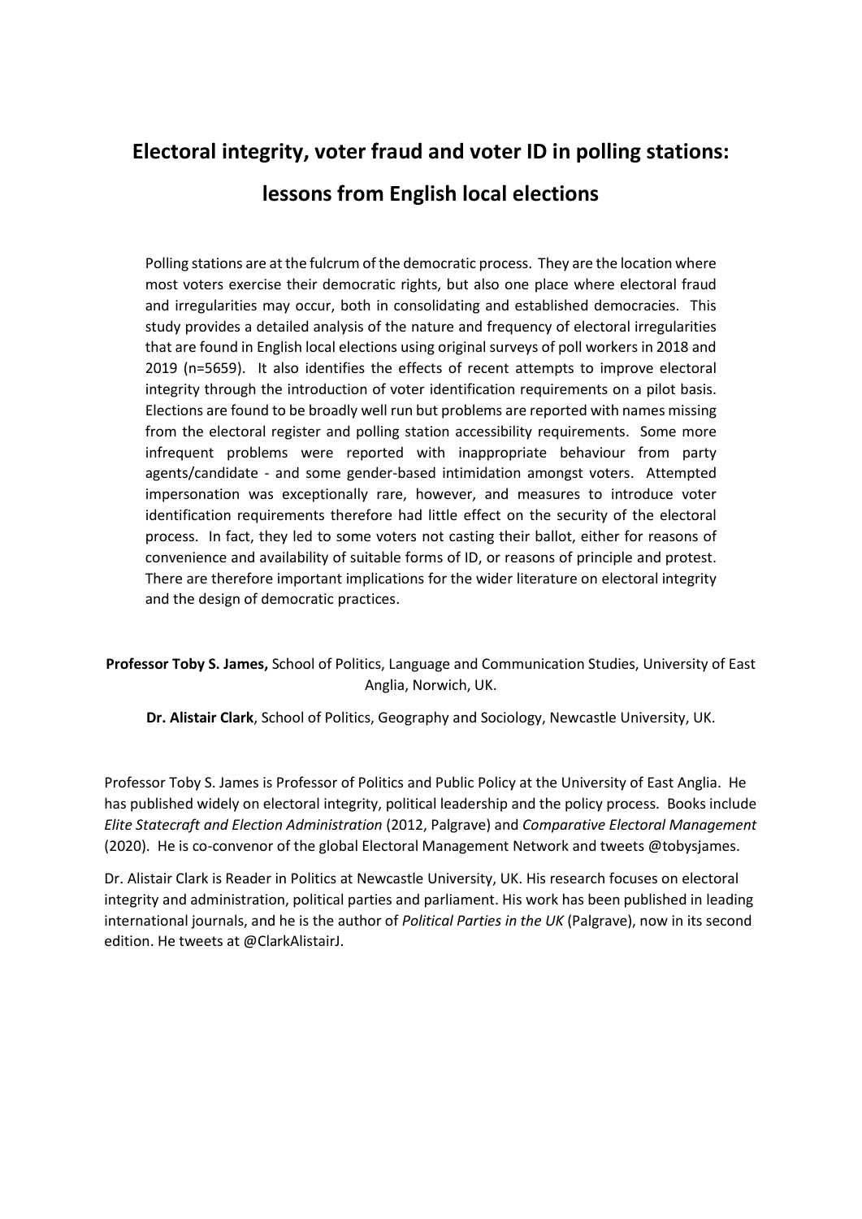# Electoral integrity, voter fraud and voter ID in polling stations: lessons from English local elections

Polling stations are at the fulcrum of the democratic process. They are the location where most voters exercise their democratic rights, but also one place where electoral fraud and irregularities may occur, both in consolidating and established democracies. This study provides a detailed analysis of the nature and frequency of electoral irregularities that are found in English local elections using original surveys of poll workers in 2018 and 2019 (n=5659). It also identifies the effects of recent attempts to improve electoral integrity through the introduction of voter identification requirements on a pilot basis. Elections are found to be broadly well run but problems are reported with names missing from the electoral register and polling station accessibility requirements. Some more infrequent problems were reported with inappropriate behaviour from party agents/candidate - and some gender-based intimidation amongst voters. Attempted impersonation was exceptionally rare, however, and measures to introduce voter identification requirements therefore had little effect on the security of the electoral process. In fact, they led to some voters not casting their ballot, either for reasons of convenience and availability of suitable forms of ID, or reasons of principle and protest. There are therefore important implications for the wider literature on electoral integrity and the design of democratic practices.

**Professor Toby S. James,** School of Politics, Language and Communication Studies, University of East Anglia, Norwich, UK.

**Dr. Alistair Clark**, School of Politics, Geography and Sociology, Newcastle University, UK.

Professor Toby S. James is Professor of Politics and Public Policy at the University of East Anglia. He has published widely on electoral integrity, political leadership and the policy process. Books include *Elite Statecraft and Election Administration* (2012, Palgrave) and *Comparative Electoral Management* (2020). He is co-convenor of the global Electoral Management Network and tweets @tobysjames.

Dr. Alistair Clark is Reader in Politics at Newcastle University, UK. His research focuses on electoral integrity and administration, political parties and parliament. His work has been published in leading international journals, and he is the author of *Political Parties in the UK* (Palgrave), now in its second edition. He tweets at @ClarkAlistairJ.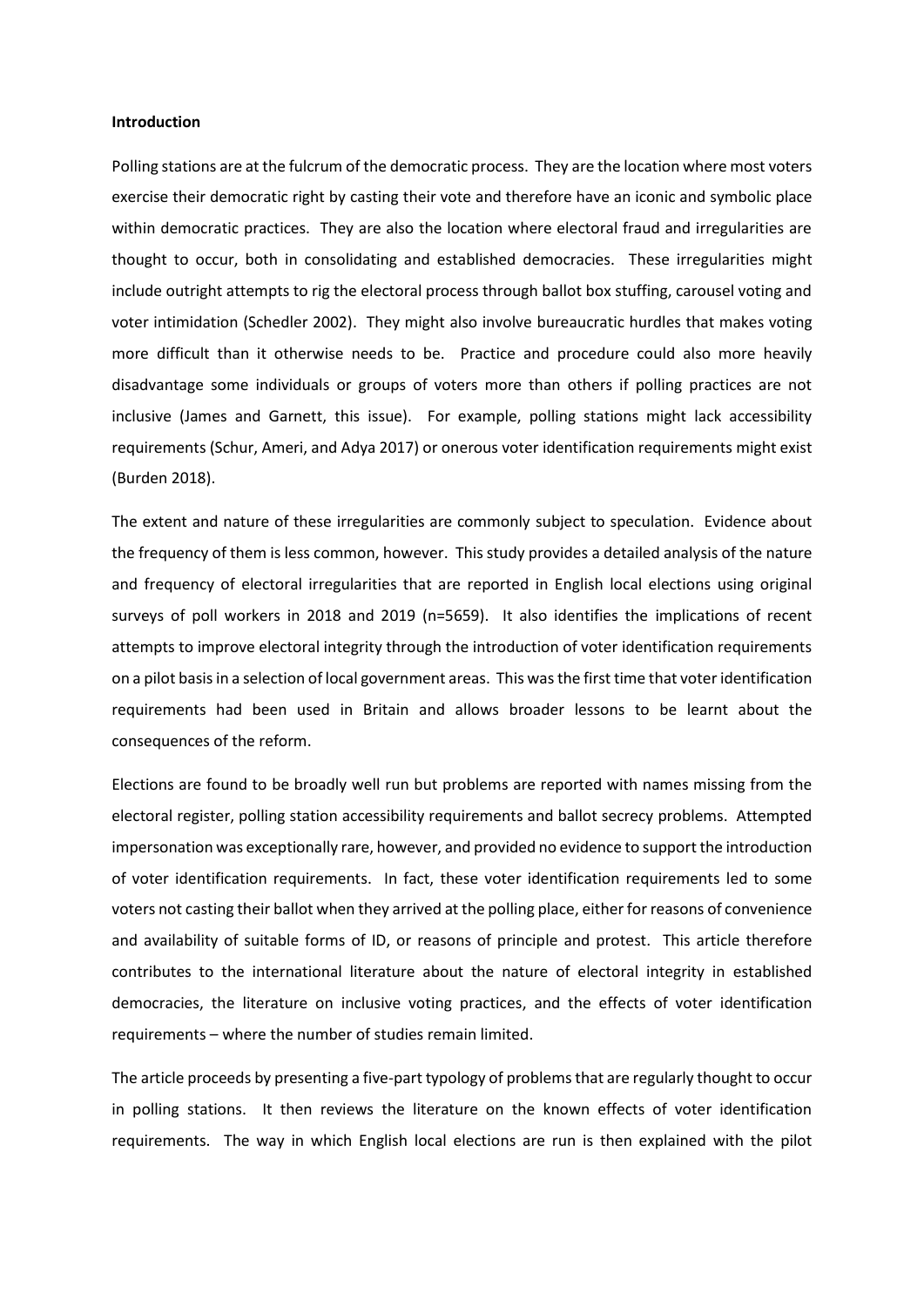**Introduction**

Polling stations are at the fulcrum of the democratic process. They are the location where most voters exercise their democratic right by casting their vote and therefore have an iconic and symbolic place within democratic practices. They are also the location where electoral fraud and irregularities are thought to occur, both in consolidating and established democracies. These irregularities might include outright attempts to rig the electoral process through ballot box stuffing, carousel voting and voter intimidation (Schedler 2002). They might also involve bureaucratic hurdles that makes voting more difficult than it otherwise needs to be. Practice and procedure could also more heavily disadvantage some individuals or groups of voters more than others if polling practices are not inclusive (James and Garnett, this issue). For example, polling stations might lack accessibility requirements (Schur, Ameri, and Adya 2017) or onerous voter identification requirements might exist (Burden 2018).

The extent and nature of these irregularities are commonly subject to speculation. Evidence about the frequency of them is less common, however. This study provides a detailed analysis of the nature and frequency of electoral irregularities that are reported in English local elections using original surveys of poll workers in 2018 and 2019 (n=5659). It also identifies the implications of recent attempts to improve electoral integrity through the introduction of voter identification requirements on a pilot basis in a selection of local government areas. This was the first time that voter identification requirements had been used in Britain and allows broader lessons to be learnt about the consequences of the reform.

Elections are found to be broadly well run but problems are reported with names missing from the electoral register, polling station accessibility requirements and ballot secrecy problems. Attempted impersonation was exceptionally rare, however, and provided no evidence to support the introduction of voter identification requirements. In fact, these voter identification requirements led to some voters not casting their ballot when they arrived at the polling place, either for reasons of convenience and availability of suitable forms of ID, or reasons of principle and protest. This article therefore contributes to the international literature about the nature of electoral integrity in established democracies, the literature on inclusive voting practices, and the effects of voter identification requirements – where the number of studies remain limited.

The article proceeds by presenting a five-part typology of problems that are regularly thought to occur in polling stations. It then reviews the literature on the known effects of voter identification requirements. The way in which English local elections are run is then explained with the pilot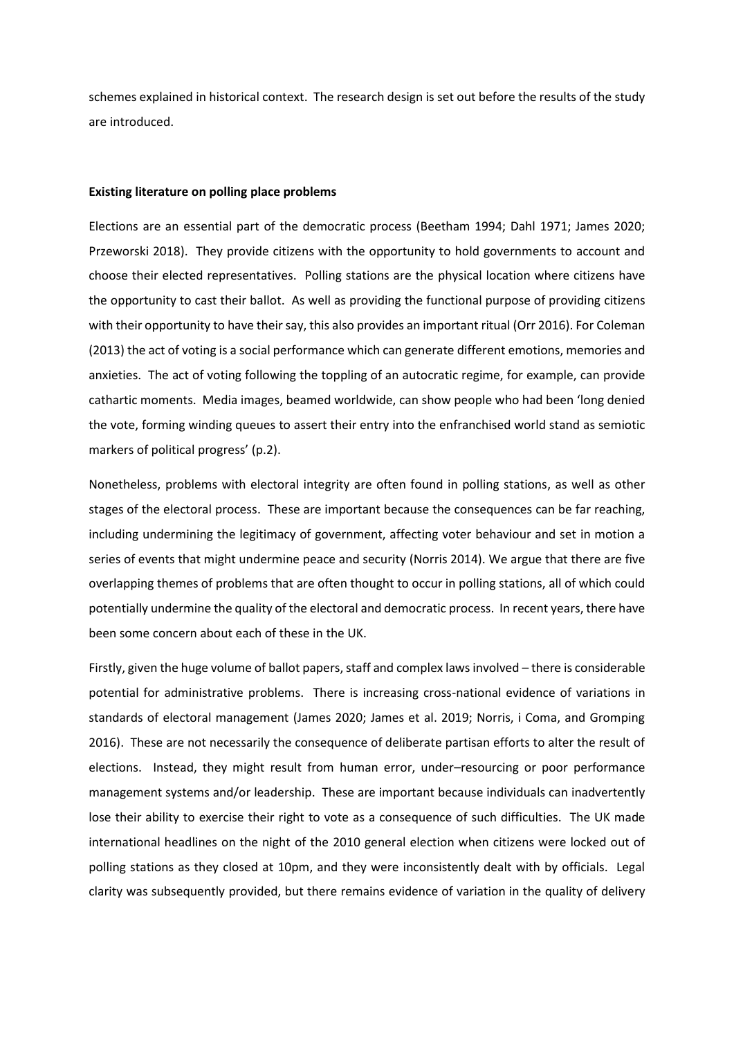schemes explained in historical context. The research design is set out before the results of the study are introduced.

**Existing literature on polling place problems**

Elections are an essential part of the democratic process (Beetham 1994; Dahl 1971; James 2020; Przeworski 2018). They provide citizens with the opportunity to hold governments to account and choose their elected representatives. Polling stations are the physical location where citizens have the opportunity to cast their ballot. As well as providing the functional purpose of providing citizens with their opportunity to have their say, this also provides an important ritual (Orr 2016). For Coleman (2013) the act of voting is a social performance which can generate different emotions, memories and anxieties. The act of voting following the toppling of an autocratic regime, for example, can provide cathartic moments. Media images, beamed worldwide, can show people who had been 'long denied the vote, forming winding queues to assert their entry into the enfranchised world stand as semiotic markers of political progress' (p.2).

Nonetheless, problems with electoral integrity are often found in polling stations, as well as other stages of the electoral process. These are important because the consequences can be far reaching, including undermining the legitimacy of government, affecting voter behaviour and set in motion a series of events that might undermine peace and security (Norris 2014). We argue that there are five overlapping themes of problems that are often thought to occur in polling stations, all of which could potentially undermine the quality of the electoral and democratic process. In recent years, there have been some concern about each of these in the UK.

Firstly, given the huge volume of ballot papers, staff and complex laws involved – there is considerable potential for administrative problems. There is increasing cross-national evidence of variations in standards of electoral management (James 2020; James et al. 2019; Norris, i Coma, and Gromping 2016). These are not necessarily the consequence of deliberate partisan efforts to alter the result of elections. Instead, they might result from human error, under–resourcing or poor performance management systems and/or leadership. These are important because individuals can inadvertently lose their ability to exercise their right to vote as a consequence of such difficulties. The UK made international headlines on the night of the 2010 general election when citizens were locked out of polling stations as they closed at 10pm, and they were inconsistently dealt with by officials. Legal clarity was subsequently provided, but there remains evidence of variation in the quality of delivery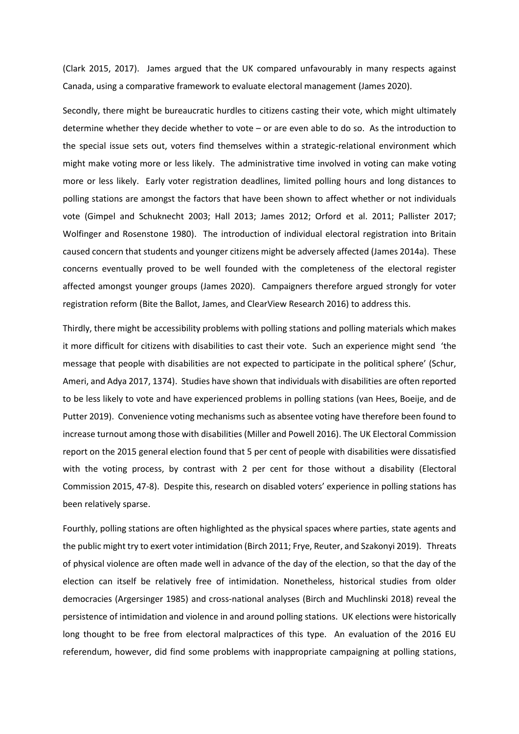(Clark 2015, 2017). James argued that the UK compared unfavourably in many respects against Canada, using a comparative framework to evaluate electoral management (James 2020).

Secondly, there might be bureaucratic hurdles to citizens casting their vote, which might ultimately determine whether they decide whether to vote – or are even able to do so. As the introduction to the special issue sets out, voters find themselves within a strategic-relational environment which might make voting more or less likely. The administrative time involved in voting can make voting more or less likely. Early voter registration deadlines, limited polling hours and long distances to polling stations are amongst the factors that have been shown to affect whether or not individuals vote (Gimpel and Schuknecht 2003; Hall 2013; James 2012; Orford et al. 2011; Pallister 2017; Wolfinger and Rosenstone 1980). The introduction of individual electoral registration into Britain caused concern that students and younger citizens might be adversely affected (James 2014a). These concerns eventually proved to be well founded with the completeness of the electoral register affected amongst younger groups (James 2020). Campaigners therefore argued strongly for voter registration reform (Bite the Ballot, James, and ClearView Research 2016) to address this.

Thirdly, there might be accessibility problems with polling stations and polling materials which makes it more difficult for citizens with disabilities to cast their vote. Such an experience might send 'the message that people with disabilities are not expected to participate in the political sphere' (Schur, Ameri, and Adya 2017, 1374). Studies have shown that individuals with disabilities are often reported to be less likely to vote and have experienced problems in polling stations (van Hees, Boeije, and de Putter 2019). Convenience voting mechanisms such as absentee voting have therefore been found to increase turnout among those with disabilities (Miller and Powell 2016). The UK Electoral Commission report on the 2015 general election found that 5 per cent of people with disabilities were dissatisfied with the voting process, by contrast with 2 per cent for those without a disability (Electoral Commission 2015, 47-8). Despite this, research on disabled voters' experience in polling stations has been relatively sparse.

Fourthly, polling stations are often highlighted as the physical spaces where parties, state agents and the public might try to exert voter intimidation (Birch 2011; Frye, Reuter, and Szakonyi 2019). Threats of physical violence are often made well in advance of the day of the election, so that the day of the election can itself be relatively free of intimidation. Nonetheless, historical studies from older democracies (Argersinger 1985) and cross-national analyses (Birch and Muchlinski 2018) reveal the persistence of intimidation and violence in and around polling stations. UK elections were historically long thought to be free from electoral malpractices of this type. An evaluation of the 2016 EU referendum, however, did find some problems with inappropriate campaigning at polling stations,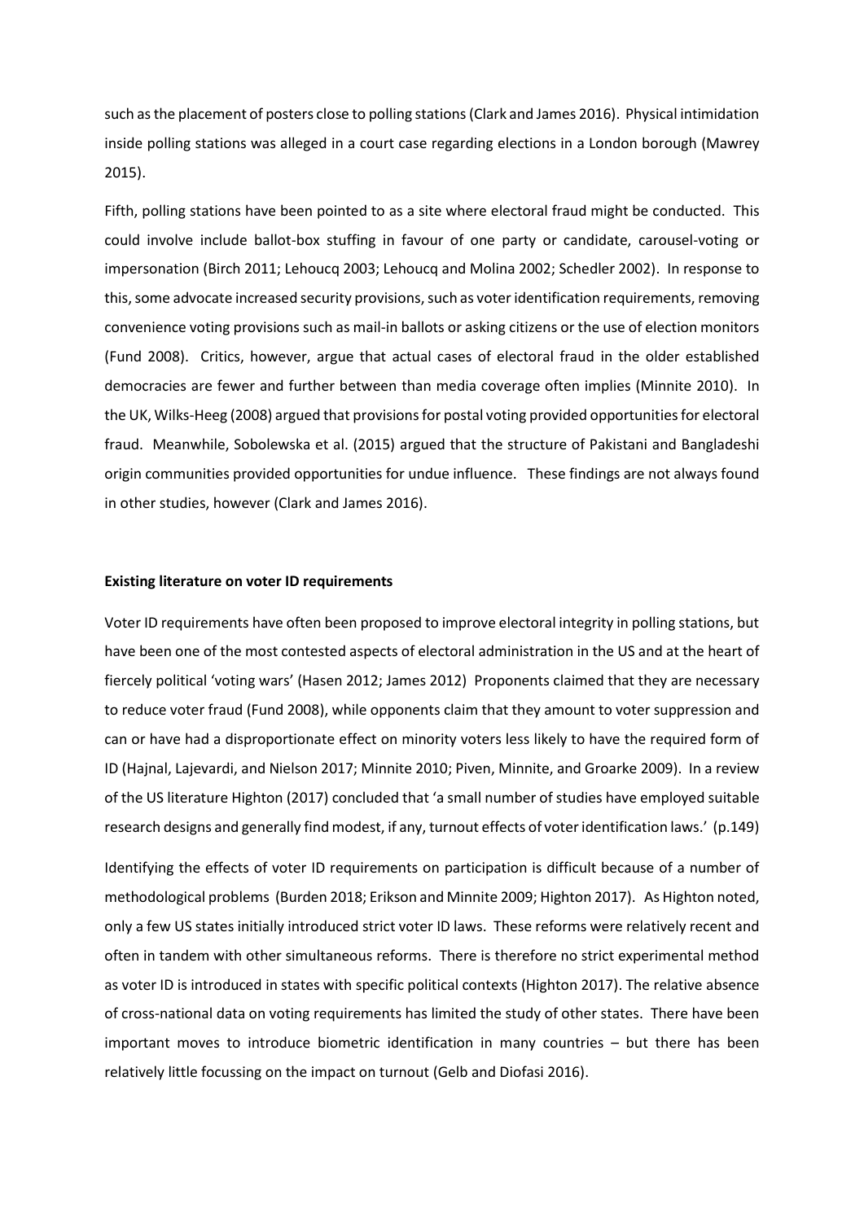such as the placement of posters close to polling stations (Clark and James 2016). Physical intimidation inside polling stations was alleged in a court case regarding elections in a London borough (Mawrey 2015).

Fifth, polling stations have been pointed to as a site where electoral fraud might be conducted. This could involve include ballot-box stuffing in favour of one party or candidate, carousel-voting or impersonation (Birch 2011; Lehoucq 2003; Lehoucq and Molina 2002; Schedler 2002). In response to this, some advocate increased security provisions, such as voter identification requirements, removing convenience voting provisions such as mail-in ballots or asking citizens or the use of election monitors (Fund 2008). Critics, however, argue that actual cases of electoral fraud in the older established democracies are fewer and further between than media coverage often implies (Minnite 2010). In the UK, Wilks-Heeg (2008) argued that provisions for postal voting provided opportunities for electoral fraud. Meanwhile, Sobolewska et al. (2015) argued that the structure of Pakistani and Bangladeshi origin communities provided opportunities for undue influence. These findings are not always found in other studies, however (Clark and James 2016).

**Existing literature on voter ID requirements**

Voter ID requirements have often been proposed to improve electoral integrity in polling stations, but have been one of the most contested aspects of electoral administration in the US and at the heart of fiercely political 'voting wars' (Hasen 2012; James 2012) Proponents claimed that they are necessary to reduce voter fraud (Fund 2008), while opponents claim that they amount to voter suppression and can or have had a disproportionate effect on minority voters less likely to have the required form of ID (Hajnal, Lajevardi, and Nielson 2017; Minnite 2010; Piven, Minnite, and Groarke 2009). In a review of the US literature Highton (2017) concluded that 'a small number of studies have employed suitable research designs and generally find modest, if any, turnout effects of voter identification laws.' (p.149)

Identifying the effects of voter ID requirements on participation is difficult because of a number of methodological problems (Burden 2018; Erikson and Minnite 2009; Highton 2017). As Highton noted, only a few US states initially introduced strict voter ID laws. These reforms were relatively recent and often in tandem with other simultaneous reforms. There is therefore no strict experimental method as voter ID is introduced in states with specific political contexts (Highton 2017). The relative absence of cross-national data on voting requirements has limited the study of other states. There have been important moves to introduce biometric identification in many countries – but there has been relatively little focussing on the impact on turnout (Gelb and Diofasi 2016).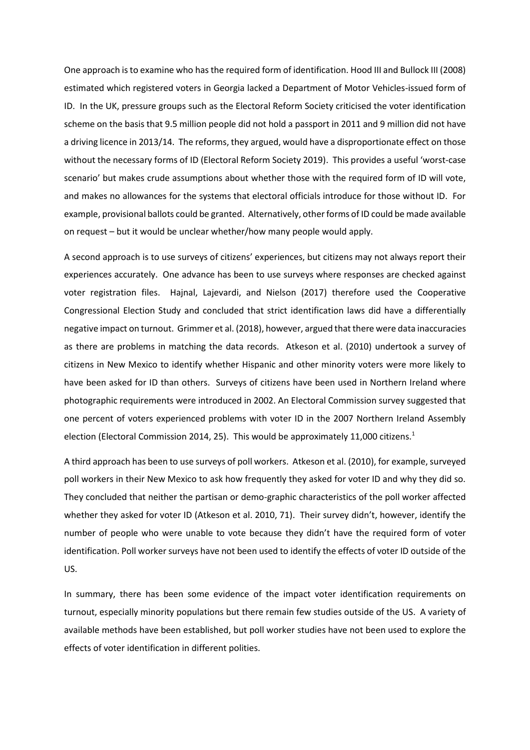One approach is to examine who has the required form of identification. Hood III and Bullock III (2008) estimated which registered voters in Georgia lacked a Department of Motor Vehicles-issued form of ID. In the UK, pressure groups such as the Electoral Reform Society criticised the voter identification scheme on the basis that 9.5 million people did not hold a passport in 2011 and 9 million did not have a driving licence in 2013/14. The reforms, they argued, would have a disproportionate effect on those without the necessary forms of ID (Electoral Reform Society 2019). This provides a useful 'worst-case scenario' but makes crude assumptions about whether those with the required form of ID will vote, and makes no allowances for the systems that electoral officials introduce for those without ID. For example, provisional ballots could be granted. Alternatively, other forms of ID could be made available on request – but it would be unclear whether/how many people would apply.

A second approach is to use surveys of citizens' experiences, but citizens may not always report their experiences accurately. One advance has been to use surveys where responses are checked against voter registration files. Hajnal, Lajevardi, and Nielson (2017) therefore used the Cooperative Congressional Election Study and concluded that strict identification laws did have a differentially negative impact on turnout. Grimmer et al. (2018), however, argued that there were data inaccuracies as there are problems in matching the data records. Atkeson et al. (2010) undertook a survey of citizens in New Mexico to identify whether Hispanic and other minority voters were more likely to have been asked for ID than others. Surveys of citizens have been used in Northern Ireland where photographic requirements were introduced in 2002. An Electoral Commission survey suggested that one percent of voters experienced problems with voter ID in the 2007 Northern Ireland Assembly election (Electoral Commission 2014, 25). This would be approximately 11,000 citizens.[1]

A third approach has been to use surveys of poll workers. Atkeson et al. (2010), for example, surveyed poll workers in their New Mexico to ask how frequently they asked for voter ID and why they did so. They concluded that neither the partisan or demo-graphic characteristics of the poll worker affected whether they asked for voter ID (Atkeson et al. 2010, 71). Their survey didn't, however, identify the number of people who were unable to vote because they didn't have the required form of voter identification. Poll worker surveys have not been used to identify the effects of voter ID outside of the US.

In summary, there has been some evidence of the impact voter identification requirements on turnout, especially minority populations but there remain few studies outside of the US. A variety of available methods have been established, but poll worker studies have not been used to explore the effects of voter identification in different polities.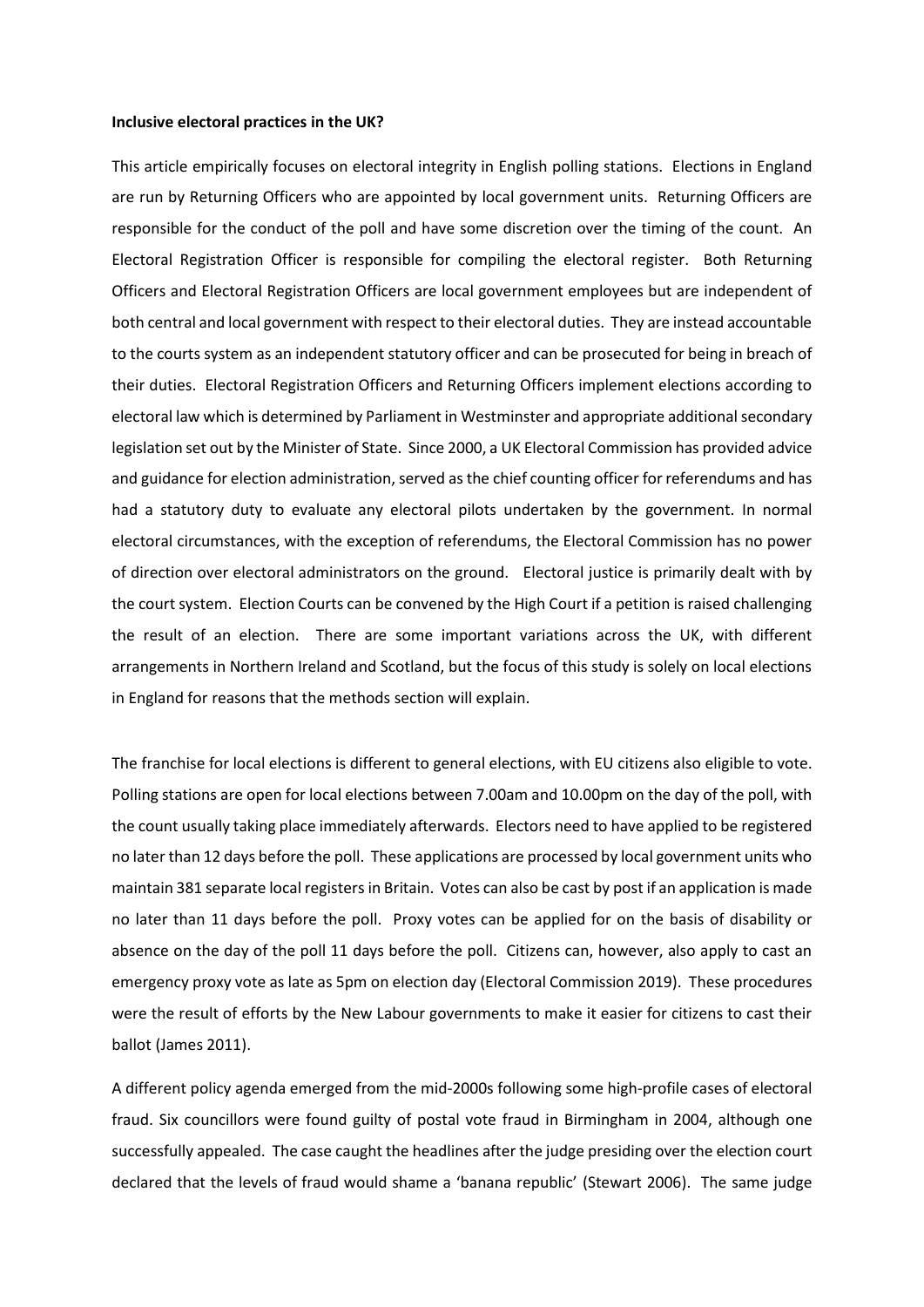**Inclusive electoral practices in the UK?**

This article empirically focuses on electoral integrity in English polling stations. Elections in England are run by Returning Officers who are appointed by local government units. Returning Officers are responsible for the conduct of the poll and have some discretion over the timing of the count. An Electoral Registration Officer is responsible for compiling the electoral register. Both Returning Officers and Electoral Registration Officers are local government employees but are independent of both central and local government with respect to their electoral duties. They are instead accountable to the courts system as an independent statutory officer and can be prosecuted for being in breach of their duties. Electoral Registration Officers and Returning Officers implement elections according to electoral law which is determined by Parliament in Westminster and appropriate additional secondary legislation set out by the Minister of State. Since 2000, a UK Electoral Commission has provided advice and guidance for election administration, served as the chief counting officer for referendums and has had a statutory duty to evaluate any electoral pilots undertaken by the government. In normal electoral circumstances, with the exception of referendums, the Electoral Commission has no power of direction over electoral administrators on the ground. Electoral justice is primarily dealt with by the court system. Election Courts can be convened by the High Court if a petition is raised challenging the result of an election. There are some important variations across the UK, with different arrangements in Northern Ireland and Scotland, but the focus of this study is solely on local elections in England for reasons that the methods section will explain.

The franchise for local elections is different to general elections, with EU citizens also eligible to vote. Polling stations are open for local elections between 7.00am and 10.00pm on the day of the poll, with the count usually taking place immediately afterwards. Electors need to have applied to be registered no later than 12 days before the poll. These applications are processed by local government units who maintain 381 separate local registers in Britain. Votes can also be cast by post if an application is made no later than 11 days before the poll. Proxy votes can be applied for on the basis of disability or absence on the day of the poll 11 days before the poll. Citizens can, however, also apply to cast an emergency proxy vote as late as 5pm on election day (Electoral Commission 2019). These procedures were the result of efforts by the New Labour governments to make it easier for citizens to cast their ballot (James 2011).

A different policy agenda emerged from the mid-2000s following some high-profile cases of electoral fraud. Six councillors were found guilty of postal vote fraud in Birmingham in 2004, although one successfully appealed. The case caught the headlines after the judge presiding over the election court declared that the levels of fraud would shame a 'banana republic' (Stewart 2006). The same judge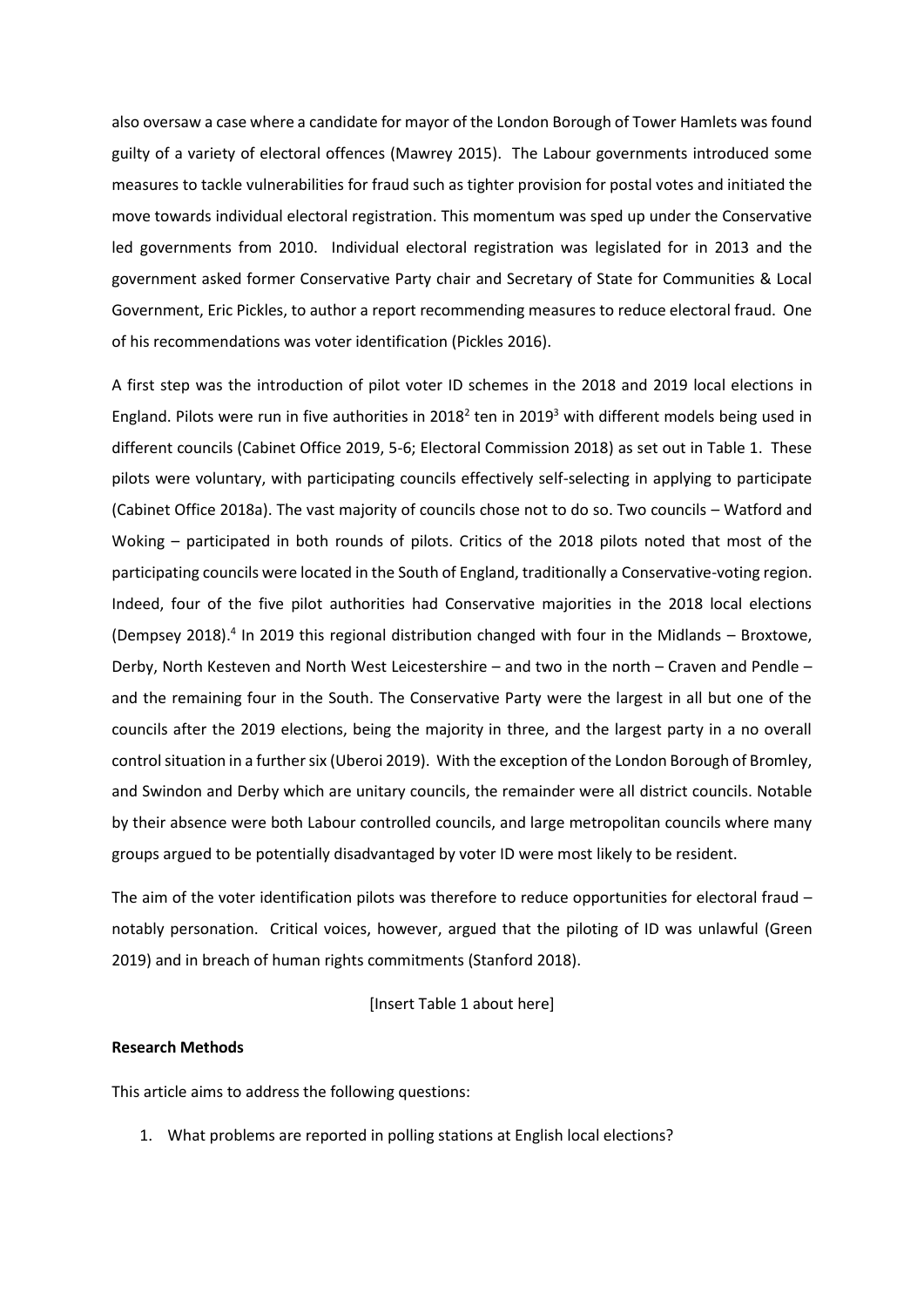also oversaw a case where a candidate for mayor of the London Borough of Tower Hamlets was found guilty of a variety of electoral offences (Mawrey 2015). The Labour governments introduced some measures to tackle vulnerabilities for fraud such as tighter provision for postal votes and initiated the move towards individual electoral registration. This momentum was sped up under the Conservative led governments from 2010. Individual electoral registration was legislated for in 2013 and the government asked former Conservative Party chair and Secretary of State for Communities & Local Government, Eric Pickles, to author a report recommending measures to reduce electoral fraud. One of his recommendations was voter identification (Pickles 2016).

A first step was the introduction of pilot voter ID schemes in the 2018 and 2019 local elections in England. Pilots were run in five authorities in 2018[2] ten in 2019[3] with different models being used in different councils (Cabinet Office 2019, 5-6; Electoral Commission 2018) as set out in Table 1. These pilots were voluntary, with participating councils effectively self-selecting in applying to participate (Cabinet Office 2018a). The vast majority of councils chose not to do so. Two councils – Watford and Woking – participated in both rounds of pilots. Critics of the 2018 pilots noted that most of the participating councils were located in the South of England, traditionally a Conservative-voting region. Indeed, four of the five pilot authorities had Conservative majorities in the 2018 local elections (Dempsey 2018).[4] In 2019 this regional distribution changed with four in the Midlands – Broxtowe, Derby, North Kesteven and North West Leicestershire – and two in the north – Craven and Pendle – and the remaining four in the South. The Conservative Party were the largest in all but one of the councils after the 2019 elections, being the majority in three, and the largest party in a no overall control situation in a further six (Uberoi 2019). With the exception of the London Borough of Bromley, and Swindon and Derby which are unitary councils, the remainder were all district councils. Notable by their absence were both Labour controlled councils, and large metropolitan councils where many groups argued to be potentially disadvantaged by voter ID were most likely to be resident.

The aim of the voter identification pilots was therefore to reduce opportunities for electoral fraud – notably personation. Critical voices, however, argued that the piloting of ID was unlawful (Green 2019) and in breach of human rights commitments (Stanford 2018).

[Insert Table 1 about here]

**Research Methods**

This article aims to address the following questions:

1. What problems are reported in polling stations at English local elections?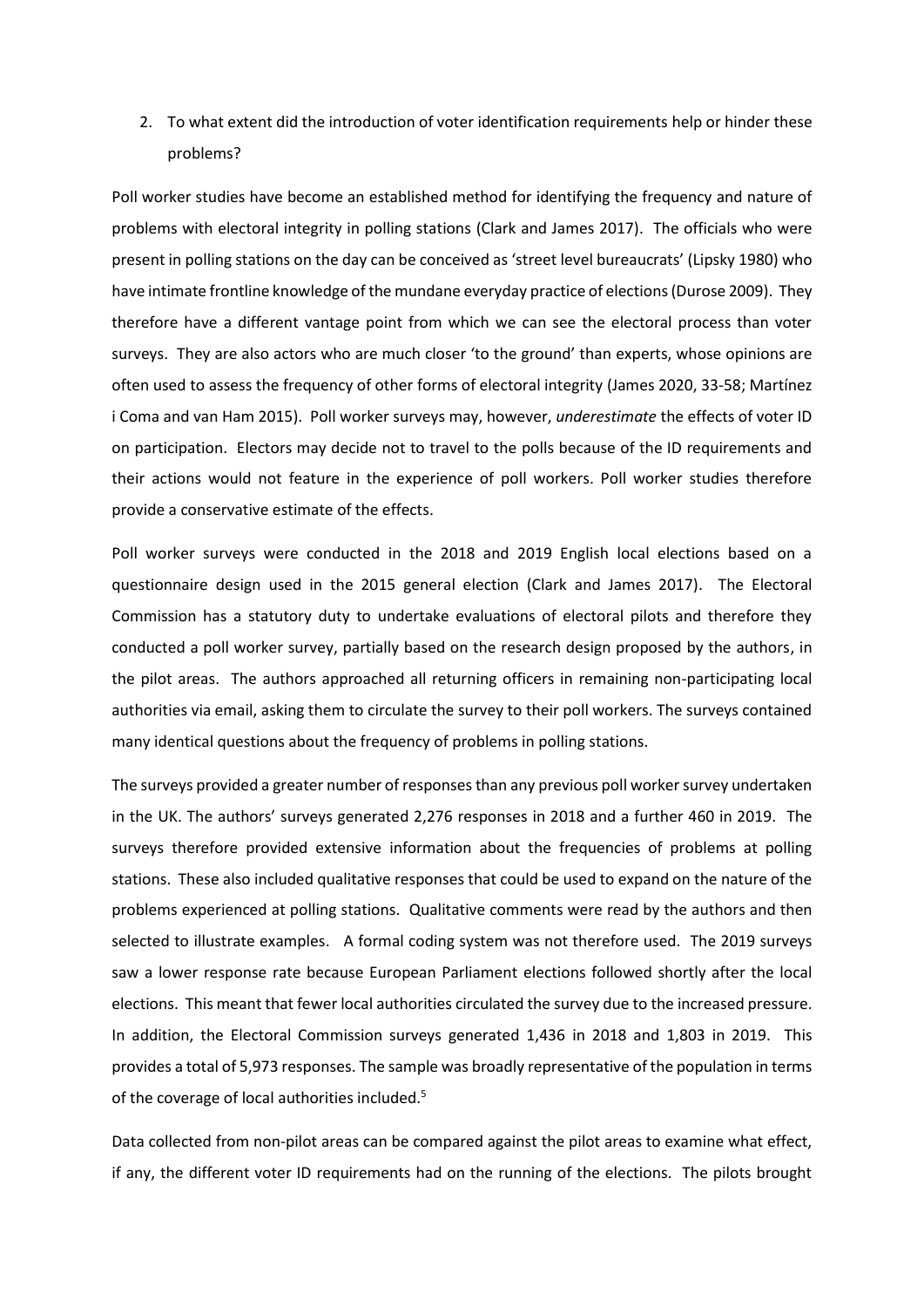2. To what extent did the introduction of voter identification requirements help or hinder these problems?

Poll worker studies have become an established method for identifying the frequency and nature of problems with electoral integrity in polling stations (Clark and James 2017). The officials who were present in polling stations on the day can be conceived as 'street level bureaucrats' (Lipsky 1980) who have intimate frontline knowledge of the mundane everyday practice of elections (Durose 2009). They therefore have a different vantage point from which we can see the electoral process than voter surveys. They are also actors who are much closer 'to the ground' than experts, whose opinions are often used to assess the frequency of other forms of electoral integrity (James 2020, 33-58; Martínez i Coma and van Ham 2015). Poll worker surveys may, however, *underestimate* the effects of voter ID on participation. Electors may decide not to travel to the polls because of the ID requirements and their actions would not feature in the experience of poll workers. Poll worker studies therefore provide a conservative estimate of the effects.

Poll worker surveys were conducted in the 2018 and 2019 English local elections based on a questionnaire design used in the 2015 general election (Clark and James 2017). The Electoral Commission has a statutory duty to undertake evaluations of electoral pilots and therefore they conducted a poll worker survey, partially based on the research design proposed by the authors, in the pilot areas. The authors approached all returning officers in remaining non-participating local authorities via email, asking them to circulate the survey to their poll workers. The surveys contained many identical questions about the frequency of problems in polling stations.

The surveys provided a greater number of responses than any previous poll worker survey undertaken in the UK. The authors' surveys generated 2,276 responses in 2018 and a further 460 in 2019. The surveys therefore provided extensive information about the frequencies of problems at polling stations. These also included qualitative responses that could be used to expand on the nature of the problems experienced at polling stations. Qualitative comments were read by the authors and then selected to illustrate examples. A formal coding system was not therefore used. The 2019 surveys saw a lower response rate because European Parliament elections followed shortly after the local elections. This meant that fewer local authorities circulated the survey due to the increased pressure. In addition, the Electoral Commission surveys generated 1,436 in 2018 and 1,803 in 2019. This provides a total of 5,973 responses. The sample was broadly representative of the population in terms of the coverage of local authorities included.[5]

Data collected from non-pilot areas can be compared against the pilot areas to examine what effect, if any, the different voter ID requirements had on the running of the elections. The pilots brought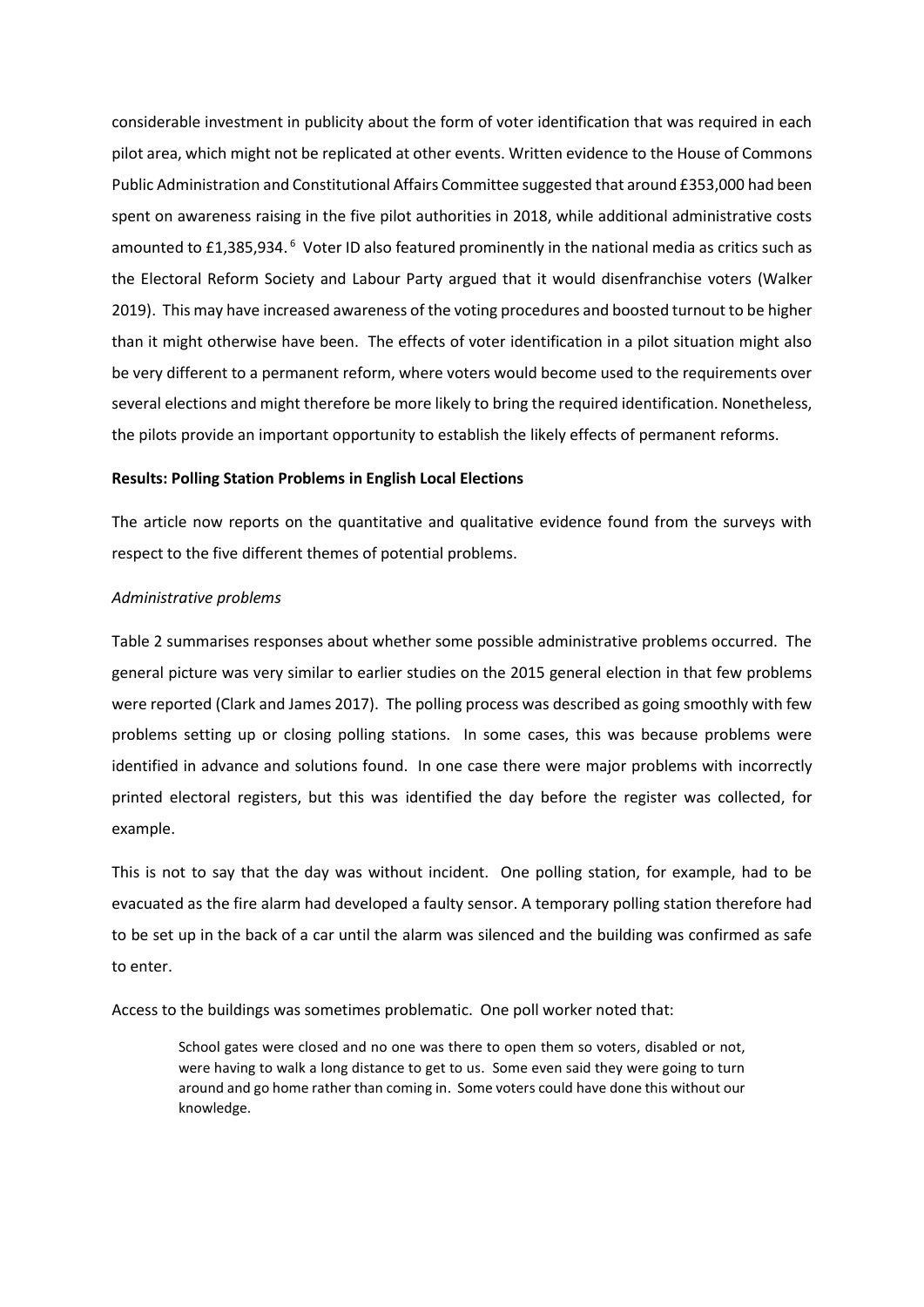considerable investment in publicity about the form of voter identification that was required in each pilot area, which might not be replicated at other events. Written evidence to the House of Commons Public Administration and Constitutional Affairs Committee suggested that around £353,000 had been spent on awareness raising in the five pilot authorities in 2018, while additional administrative costs amounted to £1,385,934.[6] Voter ID also featured prominently in the national media as critics such as the Electoral Reform Society and Labour Party argued that it would disenfranchise voters (Walker 2019). This may have increased awareness of the voting procedures and boosted turnout to be higher than it might otherwise have been. The effects of voter identification in a pilot situation might also be very different to a permanent reform, where voters would become used to the requirements over several elections and might therefore be more likely to bring the required identification. Nonetheless, the pilots provide an important opportunity to establish the likely effects of permanent reforms.

**Results: Polling Station Problems in English Local Elections**

The article now reports on the quantitative and qualitative evidence found from the surveys with respect to the five different themes of potential problems.

*Administrative problems*

Table 2 summarises responses about whether some possible administrative problems occurred. The general picture was very similar to earlier studies on the 2015 general election in that few problems were reported (Clark and James 2017). The polling process was described as going smoothly with few problems setting up or closing polling stations. In some cases, this was because problems were identified in advance and solutions found. In one case there were major problems with incorrectly printed electoral registers, but this was identified the day before the register was collected, for example.

This is not to say that the day was without incident. One polling station, for example, had to be evacuated as the fire alarm had developed a faulty sensor. A temporary polling station therefore had to be set up in the back of a car until the alarm was silenced and the building was confirmed as safe to enter.

Access to the buildings was sometimes problematic. One poll worker noted that:

> School gates were closed and no one was there to open them so voters, disabled or not, were having to walk a long distance to get to us. Some even said they were going to turn around and go home rather than coming in. Some voters could have done this without our knowledge.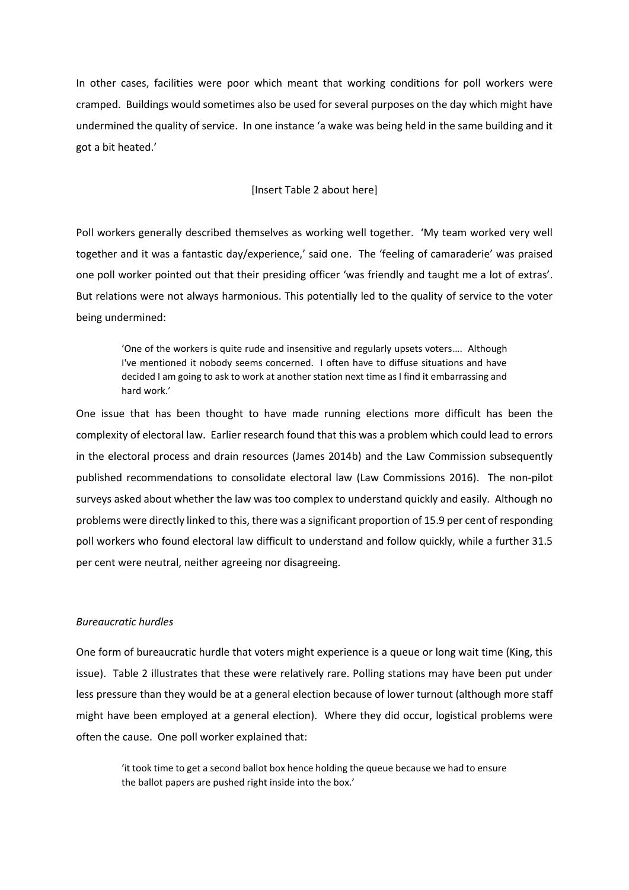In other cases, facilities were poor which meant that working conditions for poll workers were cramped. Buildings would sometimes also be used for several purposes on the day which might have undermined the quality of service. In one instance 'a wake was being held in the same building and it got a bit heated.'

[Insert Table 2 about here]

Poll workers generally described themselves as working well together. 'My team worked very well together and it was a fantastic day/experience,' said one. The 'feeling of camaraderie' was praised one poll worker pointed out that their presiding officer 'was friendly and taught me a lot of extras'. But relations were not always harmonious. This potentially led to the quality of service to the voter being undermined:

> 'One of the workers is quite rude and insensitive and regularly upsets voters…. Although I've mentioned it nobody seems concerned. I often have to diffuse situations and have decided I am going to ask to work at another station next time as I find it embarrassing and hard work.'

One issue that has been thought to have made running elections more difficult has been the complexity of electoral law. Earlier research found that this was a problem which could lead to errors in the electoral process and drain resources (James 2014b) and the Law Commission subsequently published recommendations to consolidate electoral law (Law Commissions 2016). The non-pilot surveys asked about whether the law was too complex to understand quickly and easily. Although no problems were directly linked to this, there was a significant proportion of 15.9 per cent of responding poll workers who found electoral law difficult to understand and follow quickly, while a further 31.5 per cent were neutral, neither agreeing nor disagreeing.

*Bureaucratic hurdles*

One form of bureaucratic hurdle that voters might experience is a queue or long wait time (King, this issue). Table 2 illustrates that these were relatively rare. Polling stations may have been put under less pressure than they would be at a general election because of lower turnout (although more staff might have been employed at a general election). Where they did occur, logistical problems were often the cause. One poll worker explained that:

> 'it took time to get a second ballot box hence holding the queue because we had to ensure the ballot papers are pushed right inside into the box.'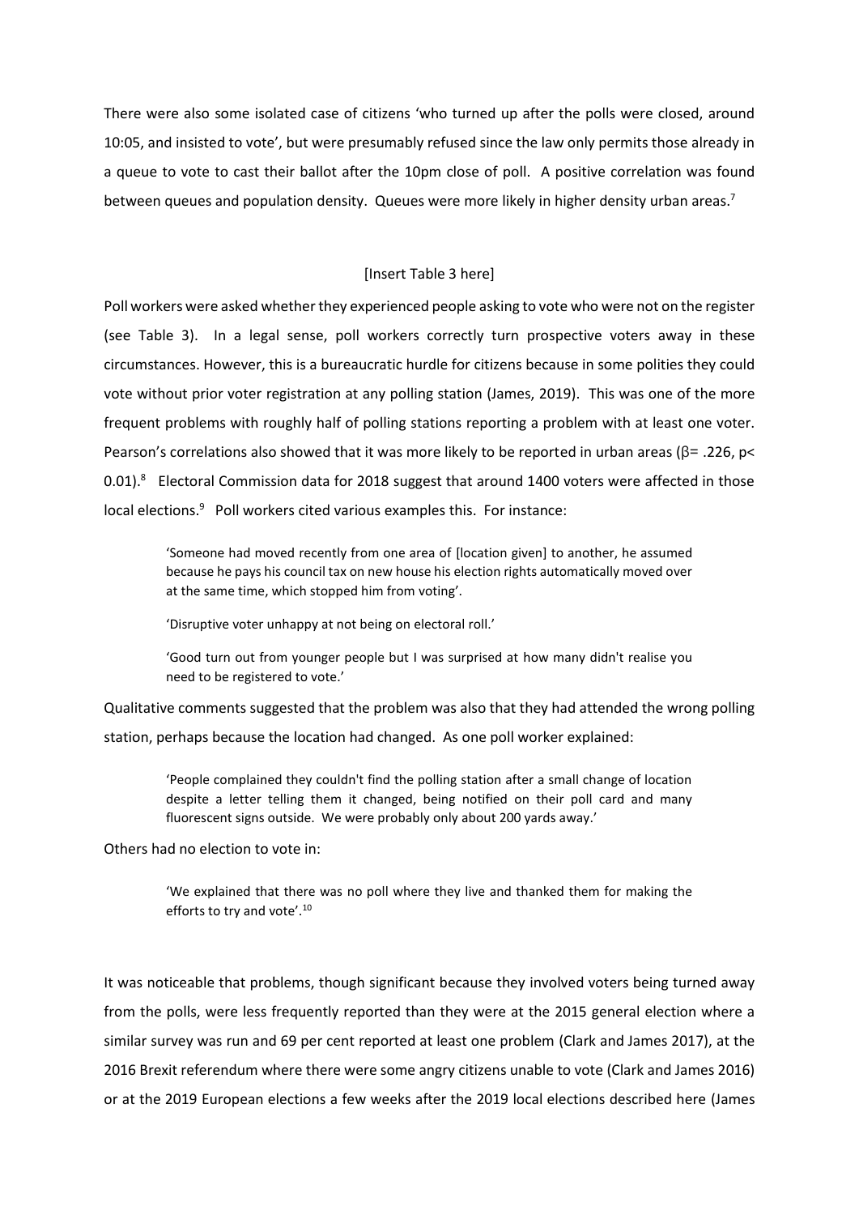There were also some isolated case of citizens 'who turned up after the polls were closed, around 10:05, and insisted to vote', but were presumably refused since the law only permits those already in a queue to vote to cast their ballot after the 10pm close of poll. A positive correlation was found between queues and population density. Queues were more likely in higher density urban areas.[7]

[Insert Table 3 here]

Poll workers were asked whether they experienced people asking to vote who were not on the register (see Table 3). In a legal sense, poll workers correctly turn prospective voters away in these circumstances. However, this is a bureaucratic hurdle for citizens because in some polities they could vote without prior voter registration at any polling station (James, 2019). This was one of the more frequent problems with roughly half of polling stations reporting a problem with at least one voter. Pearson's correlations also showed that it was more likely to be reported in urban areas ($\beta = .226$, $p < 0.01$).[8] Electoral Commission data for 2018 suggest that around 1400 voters were affected in those local elections.[9] Poll workers cited various examples this. For instance:

> 'Someone had moved recently from one area of [location given] to another, he assumed because he pays his council tax on new house his election rights automatically moved over at the same time, which stopped him from voting'.
>
> 'Disruptive voter unhappy at not being on electoral roll.'
>
> 'Good turn out from younger people but I was surprised at how many didn't realise you need to be registered to vote.'

Qualitative comments suggested that the problem was also that they had attended the wrong polling station, perhaps because the location had changed. As one poll worker explained:

> 'People complained they couldn't find the polling station after a small change of location despite a letter telling them it changed, being notified on their poll card and many fluorescent signs outside. We were probably only about 200 yards away.'

Others had no election to vote in:

> 'We explained that there was no poll where they live and thanked them for making the efforts to try and vote'.[10]

It was noticeable that problems, though significant because they involved voters being turned away from the polls, were less frequently reported than they were at the 2015 general election where a similar survey was run and 69 per cent reported at least one problem (Clark and James 2017), at the 2016 Brexit referendum where there were some angry citizens unable to vote (Clark and James 2016) or at the 2019 European elections a few weeks after the 2019 local elections described here (James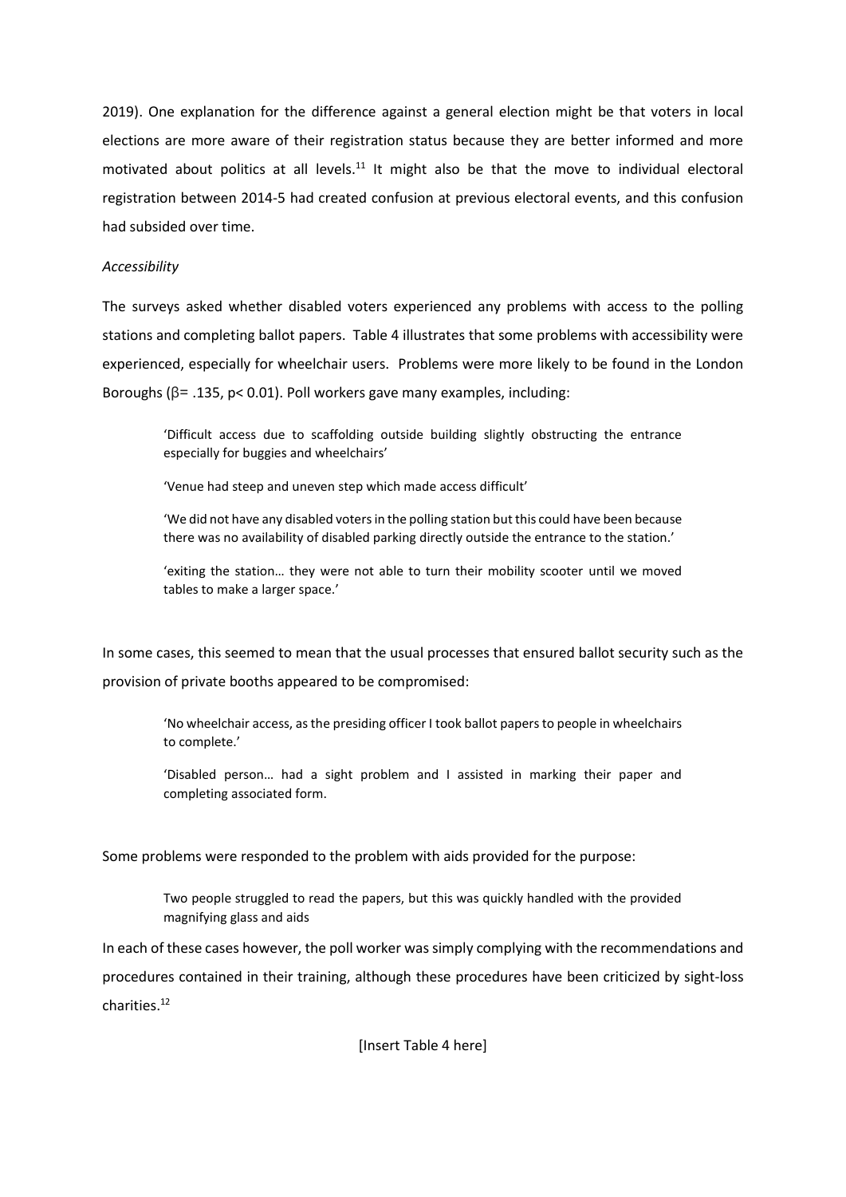2019). One explanation for the difference against a general election might be that voters in local elections are more aware of their registration status because they are better informed and more motivated about politics at all levels.[11] It might also be that the move to individual electoral registration between 2014-5 had created confusion at previous electoral events, and this confusion had subsided over time.

*Accessibility*

The surveys asked whether disabled voters experienced any problems with access to the polling stations and completing ballot papers. Table 4 illustrates that some problems with accessibility were experienced, especially for wheelchair users. Problems were more likely to be found in the London Boroughs ($\beta = .135$, $p < 0.01$). Poll workers gave many examples, including:

> 'Difficult access due to scaffolding outside building slightly obstructing the entrance especially for buggies and wheelchairs'
>
> 'Venue had steep and uneven step which made access difficult'
>
> 'We did not have any disabled voters in the polling station but this could have been because there was no availability of disabled parking directly outside the entrance to the station.'
>
> 'exiting the station… they were not able to turn their mobility scooter until we moved tables to make a larger space.'

In some cases, this seemed to mean that the usual processes that ensured ballot security such as the provision of private booths appeared to be compromised:

> 'No wheelchair access, as the presiding officer I took ballot papers to people in wheelchairs to complete.'
>
> 'Disabled person… had a sight problem and I assisted in marking their paper and completing associated form.

Some problems were responded to the problem with aids provided for the purpose:

> Two people struggled to read the papers, but this was quickly handled with the provided magnifying glass and aids

In each of these cases however, the poll worker was simply complying with the recommendations and procedures contained in their training, although these procedures have been criticized by sight-loss charities.[12]

[Insert Table 4 here]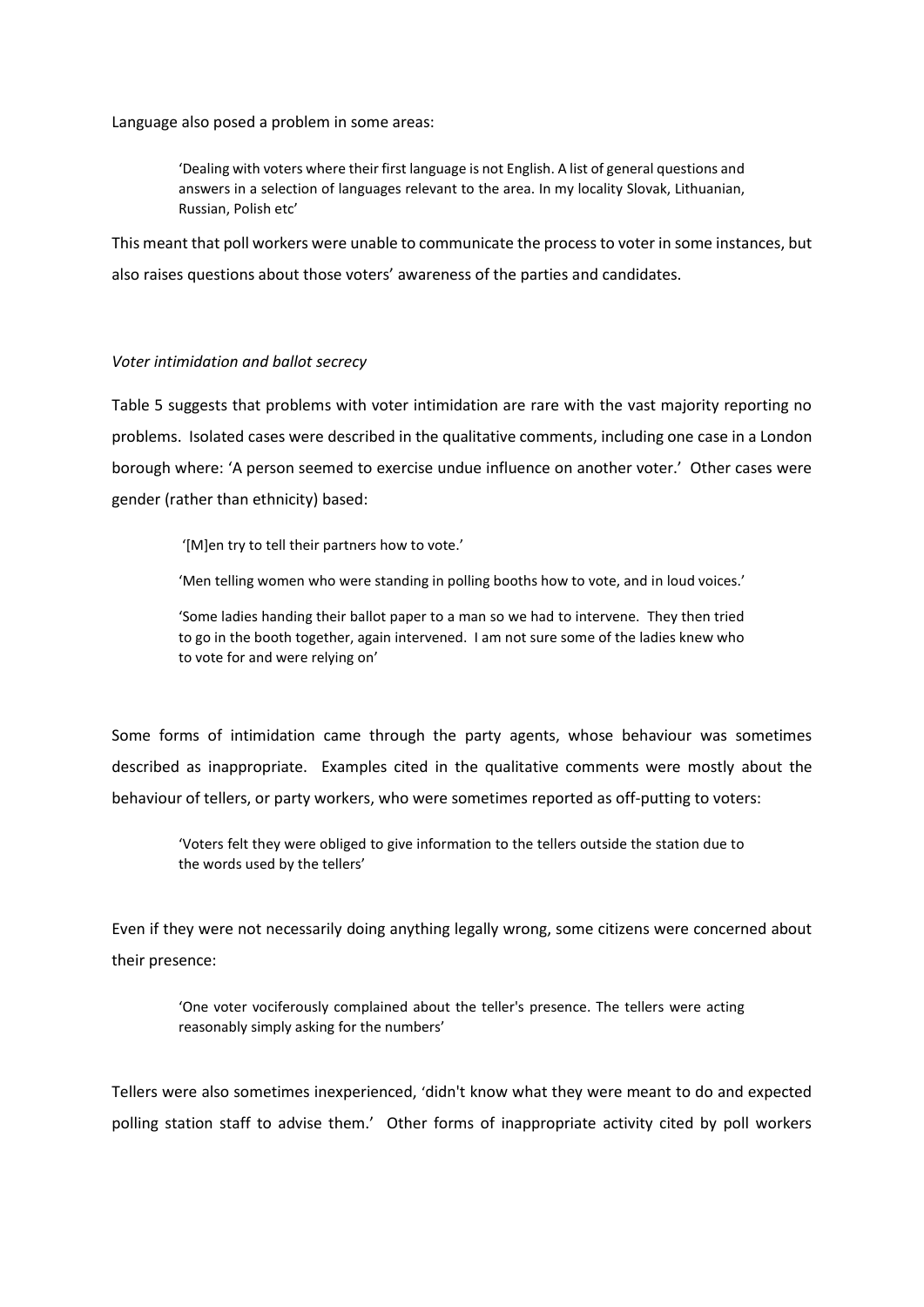Language also posed a problem in some areas:

> 'Dealing with voters where their first language is not English. A list of general questions and answers in a selection of languages relevant to the area. In my locality Slovak, Lithuanian, Russian, Polish etc'

This meant that poll workers were unable to communicate the process to voter in some instances, but also raises questions about those voters' awareness of the parties and candidates.

*Voter intimidation and ballot secrecy*

Table 5 suggests that problems with voter intimidation are rare with the vast majority reporting no problems. Isolated cases were described in the qualitative comments, including one case in a London borough where: 'A person seemed to exercise undue influence on another voter.' Other cases were gender (rather than ethnicity) based:

> '[M]en try to tell their partners how to vote.'
>
> 'Men telling women who were standing in polling booths how to vote, and in loud voices.'
>
> 'Some ladies handing their ballot paper to a man so we had to intervene. They then tried to go in the booth together, again intervened. I am not sure some of the ladies knew who to vote for and were relying on'

Some forms of intimidation came through the party agents, whose behaviour was sometimes described as inappropriate. Examples cited in the qualitative comments were mostly about the behaviour of tellers, or party workers, who were sometimes reported as off-putting to voters:

> 'Voters felt they were obliged to give information to the tellers outside the station due to the words used by the tellers'

Even if they were not necessarily doing anything legally wrong, some citizens were concerned about their presence:

> 'One voter vociferously complained about the teller's presence. The tellers were acting reasonably simply asking for the numbers'

Tellers were also sometimes inexperienced, 'didn't know what they were meant to do and expected polling station staff to advise them.' Other forms of inappropriate activity cited by poll workers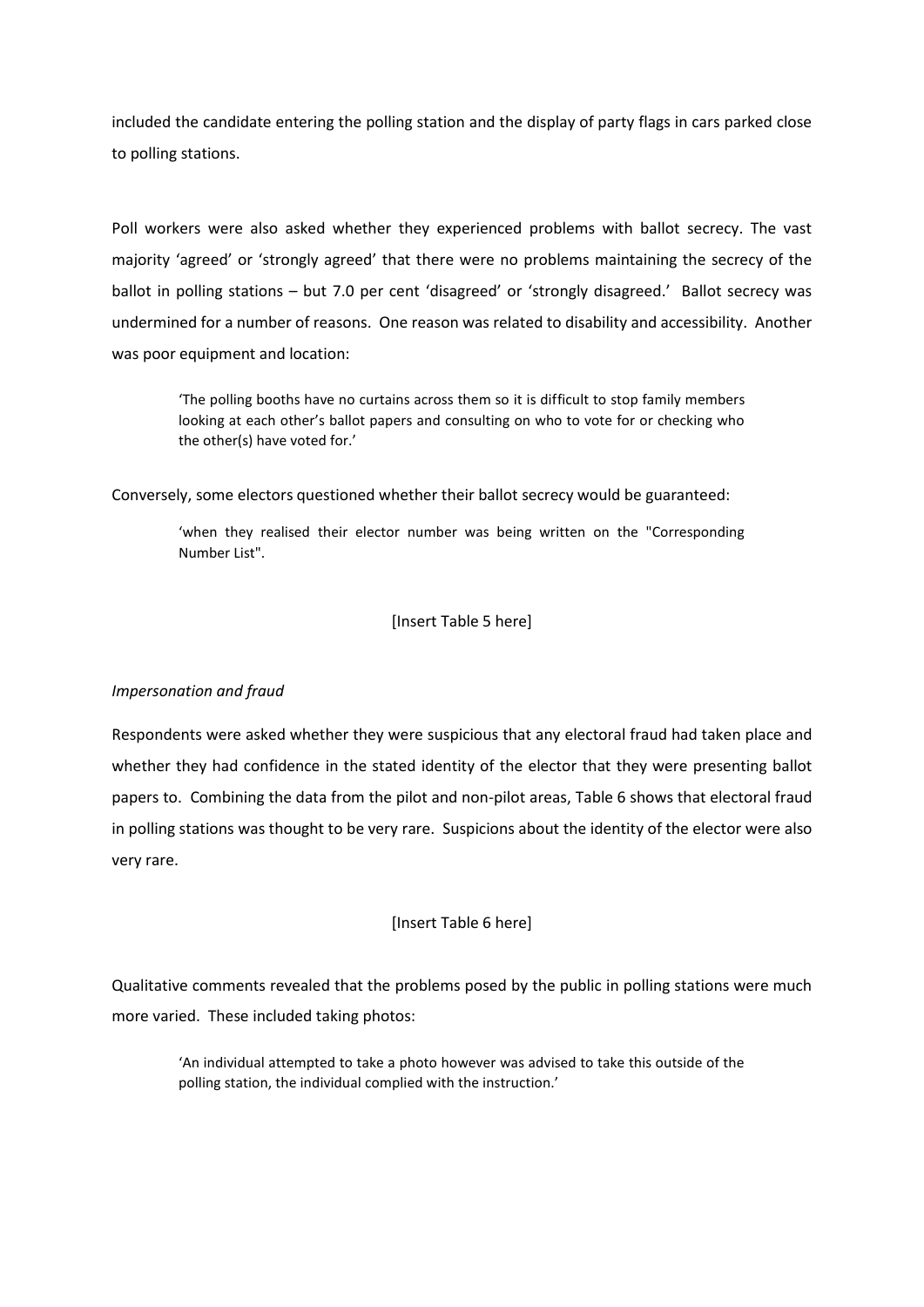included the candidate entering the polling station and the display of party flags in cars parked close to polling stations.

Poll workers were also asked whether they experienced problems with ballot secrecy. The vast majority 'agreed' or 'strongly agreed' that there were no problems maintaining the secrecy of the ballot in polling stations – but 7.0 per cent 'disagreed' or 'strongly disagreed.' Ballot secrecy was undermined for a number of reasons. One reason was related to disability and accessibility. Another was poor equipment and location:

> 'The polling booths have no curtains across them so it is difficult to stop family members looking at each other's ballot papers and consulting on who to vote for or checking who the other(s) have voted for.'

Conversely, some electors questioned whether their ballot secrecy would be guaranteed:

> 'when they realised their elector number was being written on the "Corresponding Number List".

[Insert Table 5 here]

*Impersonation and fraud*

Respondents were asked whether they were suspicious that any electoral fraud had taken place and whether they had confidence in the stated identity of the elector that they were presenting ballot papers to. Combining the data from the pilot and non-pilot areas, Table 6 shows that electoral fraud in polling stations was thought to be very rare. Suspicions about the identity of the elector were also very rare.

[Insert Table 6 here]

Qualitative comments revealed that the problems posed by the public in polling stations were much more varied. These included taking photos:

> 'An individual attempted to take a photo however was advised to take this outside of the polling station, the individual complied with the instruction.'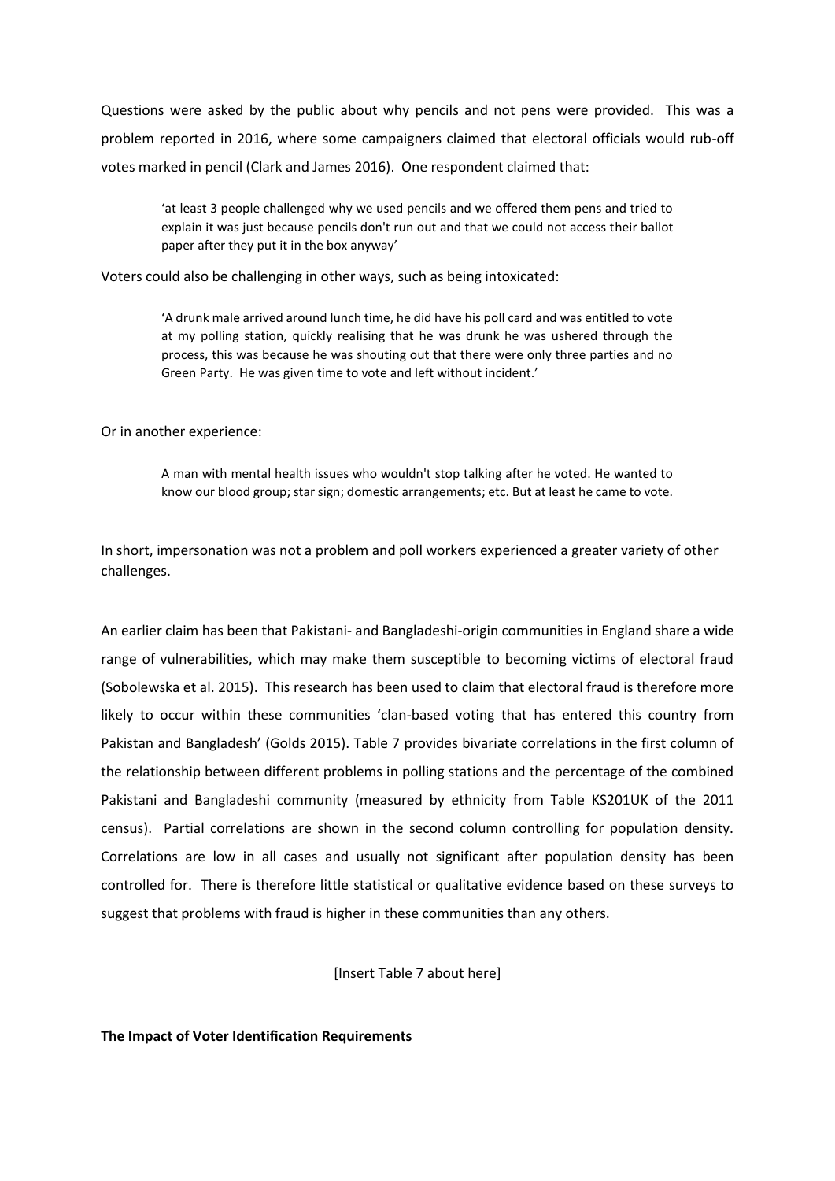Questions were asked by the public about why pencils and not pens were provided. This was a problem reported in 2016, where some campaigners claimed that electoral officials would rub-off votes marked in pencil (Clark and James 2016). One respondent claimed that:

> 'at least 3 people challenged why we used pencils and we offered them pens and tried to explain it was just because pencils don't run out and that we could not access their ballot paper after they put it in the box anyway'

Voters could also be challenging in other ways, such as being intoxicated:

> 'A drunk male arrived around lunch time, he did have his poll card and was entitled to vote at my polling station, quickly realising that he was drunk he was ushered through the process, this was because he was shouting out that there were only three parties and no Green Party. He was given time to vote and left without incident.'

Or in another experience:

> A man with mental health issues who wouldn't stop talking after he voted. He wanted to know our blood group; star sign; domestic arrangements; etc. But at least he came to vote.

In short, impersonation was not a problem and poll workers experienced a greater variety of other challenges.

An earlier claim has been that Pakistani- and Bangladeshi-origin communities in England share a wide range of vulnerabilities, which may make them susceptible to becoming victims of electoral fraud (Sobolewska et al. 2015). This research has been used to claim that electoral fraud is therefore more likely to occur within these communities 'clan-based voting that has entered this country from Pakistan and Bangladesh' (Golds 2015). Table 7 provides bivariate correlations in the first column of the relationship between different problems in polling stations and the percentage of the combined Pakistani and Bangladeshi community (measured by ethnicity from Table KS201UK of the 2011 census). Partial correlations are shown in the second column controlling for population density. Correlations are low in all cases and usually not significant after population density has been controlled for. There is therefore little statistical or qualitative evidence based on these surveys to suggest that problems with fraud is higher in these communities than any others.

[Insert Table 7 about here]

**The Impact of Voter Identification Requirements**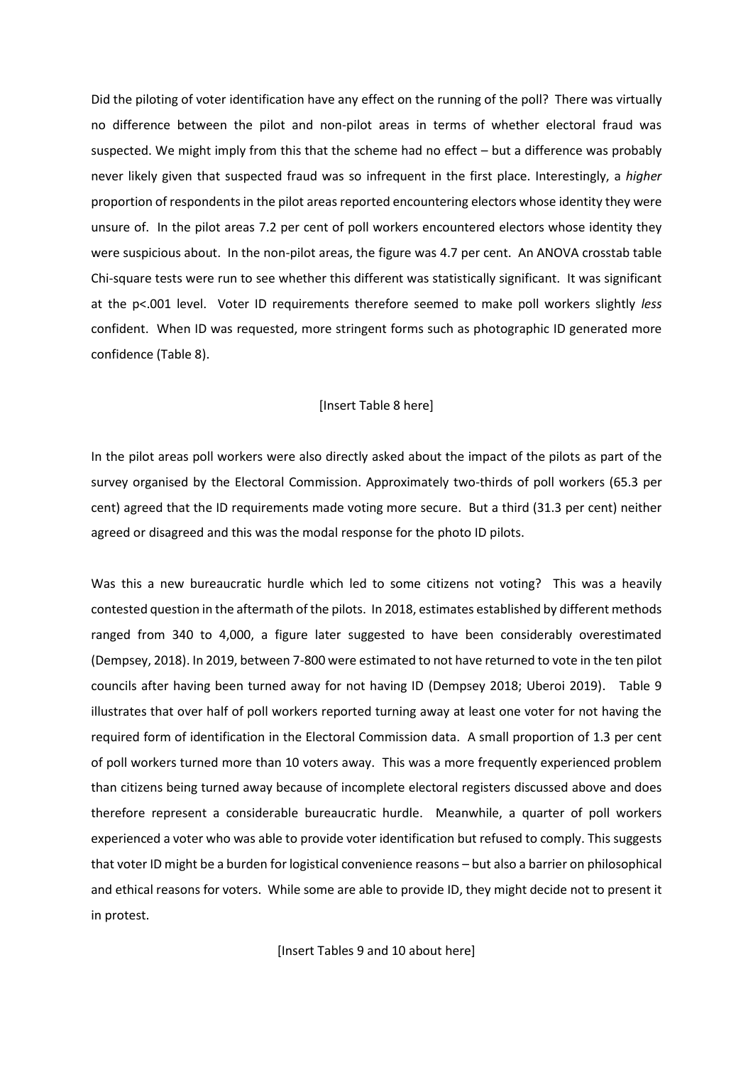Did the piloting of voter identification have any effect on the running of the poll? There was virtually no difference between the pilot and non-pilot areas in terms of whether electoral fraud was suspected. We might imply from this that the scheme had no effect – but a difference was probably never likely given that suspected fraud was so infrequent in the first place. Interestingly, a *higher* proportion of respondents in the pilot areas reported encountering electors whose identity they were unsure of. In the pilot areas 7.2 per cent of poll workers encountered electors whose identity they were suspicious about. In the non-pilot areas, the figure was 4.7 per cent. An ANOVA crosstab table Chi-square tests were run to see whether this different was statistically significant. It was significant at the $p<.001$ level. Voter ID requirements therefore seemed to make poll workers slightly *less* confident. When ID was requested, more stringent forms such as photographic ID generated more confidence (Table 8).

[Insert Table 8 here]

In the pilot areas poll workers were also directly asked about the impact of the pilots as part of the survey organised by the Electoral Commission. Approximately two-thirds of poll workers (65.3 per cent) agreed that the ID requirements made voting more secure. But a third (31.3 per cent) neither agreed or disagreed and this was the modal response for the photo ID pilots.

Was this a new bureaucratic hurdle which led to some citizens not voting? This was a heavily contested question in the aftermath of the pilots. In 2018, estimates established by different methods ranged from 340 to 4,000, a figure later suggested to have been considerably overestimated (Dempsey, 2018). In 2019, between 7-800 were estimated to not have returned to vote in the ten pilot councils after having been turned away for not having ID (Dempsey 2018; Uberoi 2019). Table 9 illustrates that over half of poll workers reported turning away at least one voter for not having the required form of identification in the Electoral Commission data. A small proportion of 1.3 per cent of poll workers turned more than 10 voters away. This was a more frequently experienced problem than citizens being turned away because of incomplete electoral registers discussed above and does therefore represent a considerable bureaucratic hurdle. Meanwhile, a quarter of poll workers experienced a voter who was able to provide voter identification but refused to comply. This suggests that voter ID might be a burden for logistical convenience reasons – but also a barrier on philosophical and ethical reasons for voters. While some are able to provide ID, they might decide not to present it in protest.

[Insert Tables 9 and 10 about here]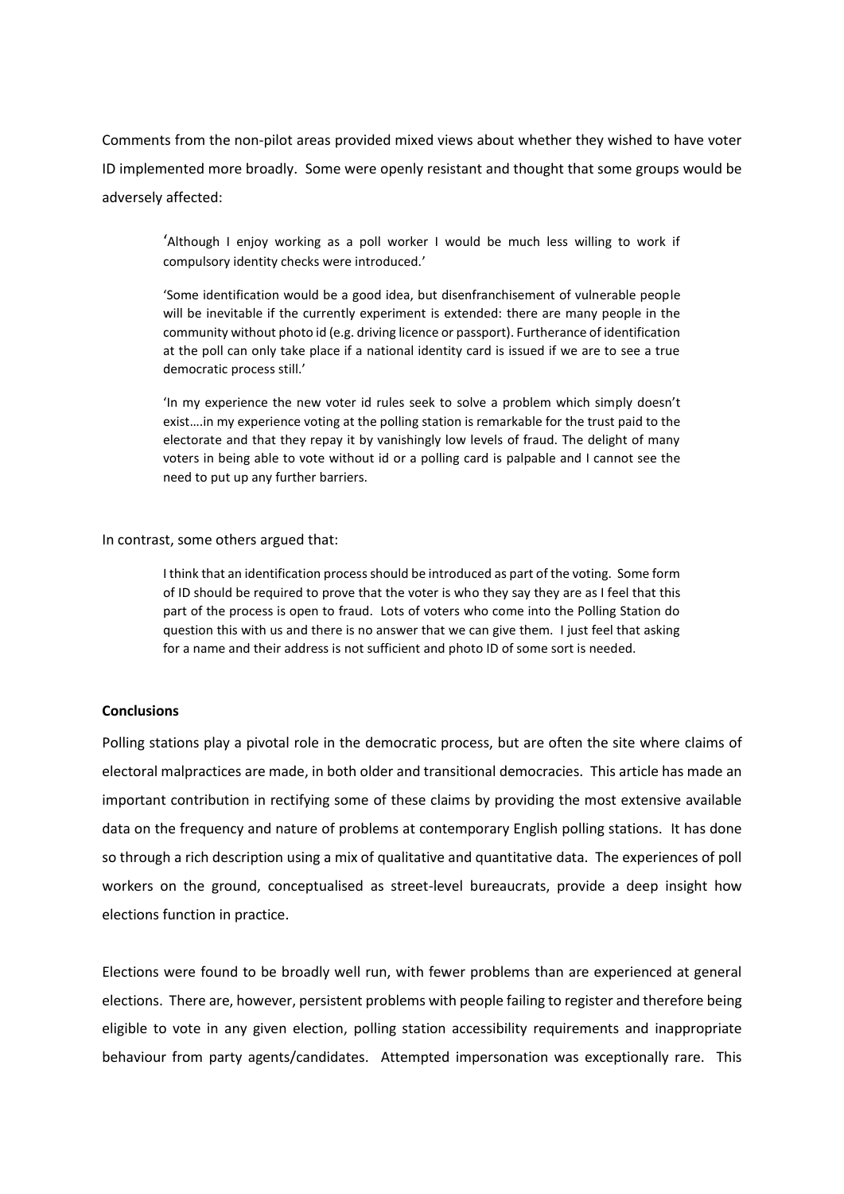Comments from the non-pilot areas provided mixed views about whether they wished to have voter ID implemented more broadly. Some were openly resistant and thought that some groups would be adversely affected:

> 'Although I enjoy working as a poll worker I would be much less willing to work if compulsory identity checks were introduced.'
>
> 'Some identification would be a good idea, but disenfranchisement of vulnerable people will be inevitable if the currently experiment is extended: there are many people in the community without photo id (e.g. driving licence or passport). Furtherance of identification at the poll can only take place if a national identity card is issued if we are to see a true democratic process still.'
>
> 'In my experience the new voter id rules seek to solve a problem which simply doesn't exist….in my experience voting at the polling station is remarkable for the trust paid to the electorate and that they repay it by vanishingly low levels of fraud. The delight of many voters in being able to vote without id or a polling card is palpable and I cannot see the need to put up any further barriers.

In contrast, some others argued that:

> I think that an identification process should be introduced as part of the voting. Some form of ID should be required to prove that the voter is who they say they are as I feel that this part of the process is open to fraud. Lots of voters who come into the Polling Station do question this with us and there is no answer that we can give them. I just feel that asking for a name and their address is not sufficient and photo ID of some sort is needed.

**Conclusions**

Polling stations play a pivotal role in the democratic process, but are often the site where claims of electoral malpractices are made, in both older and transitional democracies. This article has made an important contribution in rectifying some of these claims by providing the most extensive available data on the frequency and nature of problems at contemporary English polling stations. It has done so through a rich description using a mix of qualitative and quantitative data. The experiences of poll workers on the ground, conceptualised as street-level bureaucrats, provide a deep insight how elections function in practice.

Elections were found to be broadly well run, with fewer problems than are experienced at general elections. There are, however, persistent problems with people failing to register and therefore being eligible to vote in any given election, polling station accessibility requirements and inappropriate behaviour from party agents/candidates. Attempted impersonation was exceptionally rare. This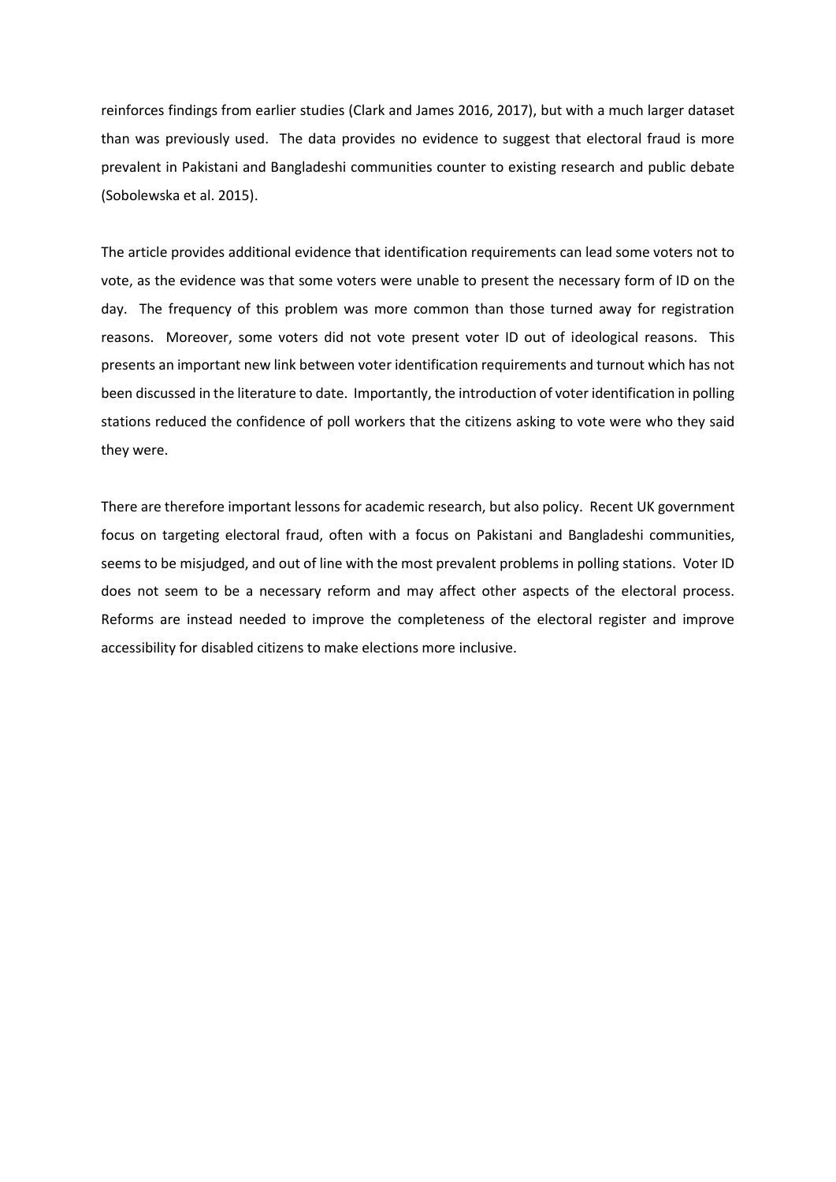reinforces findings from earlier studies (Clark and James 2016, 2017), but with a much larger dataset than was previously used. The data provides no evidence to suggest that electoral fraud is more prevalent in Pakistani and Bangladeshi communities counter to existing research and public debate (Sobolewska et al. 2015).

The article provides additional evidence that identification requirements can lead some voters not to vote, as the evidence was that some voters were unable to present the necessary form of ID on the day. The frequency of this problem was more common than those turned away for registration reasons. Moreover, some voters did not vote present voter ID out of ideological reasons. This presents an important new link between voter identification requirements and turnout which has not been discussed in the literature to date. Importantly, the introduction of voter identification in polling stations reduced the confidence of poll workers that the citizens asking to vote were who they said they were.

There are therefore important lessons for academic research, but also policy. Recent UK government focus on targeting electoral fraud, often with a focus on Pakistani and Bangladeshi communities, seems to be misjudged, and out of line with the most prevalent problems in polling stations. Voter ID does not seem to be a necessary reform and may affect other aspects of the electoral process. Reforms are instead needed to improve the completeness of the electoral register and improve accessibility for disabled citizens to make elections more inclusive.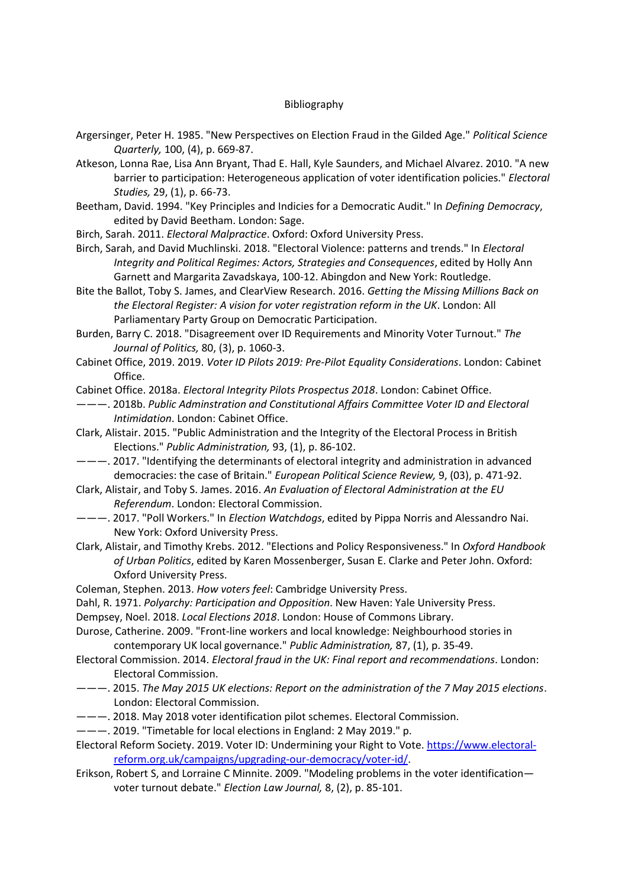# Bibliography

Argersinger, Peter H. 1985. "New Perspectives on Election Fraud in the Gilded Age." *Political Science Quarterly,* 100, (4), p. 669-87.

Atkeson, Lonna Rae, Lisa Ann Bryant, Thad E. Hall, Kyle Saunders, and Michael Alvarez. 2010. "A new barrier to participation: Heterogeneous application of voter identification policies." *Electoral Studies,* 29, (1), p. 66-73.

Beetham, David. 1994. "Key Principles and Indicies for a Democratic Audit." In *Defining Democracy*, edited by David Beetham. London: Sage.

Birch, Sarah. 2011. *Electoral Malpractice*. Oxford: Oxford University Press.

Birch, Sarah, and David Muchlinski. 2018. "Electoral Violence: patterns and trends." In *Electoral Integrity and Political Regimes: Actors, Strategies and Consequences*, edited by Holly Ann Garnett and Margarita Zavadskaya, 100-12. Abingdon and New York: Routledge.

Bite the Ballot, Toby S. James, and ClearView Research. 2016. *Getting the Missing Millions Back on the Electoral Register: A vision for voter registration reform in the UK*. London: All Parliamentary Party Group on Democratic Participation.

Burden, Barry C. 2018. "Disagreement over ID Requirements and Minority Voter Turnout." *The Journal of Politics,* 80, (3), p. 1060-3.

Cabinet Office, 2019. 2019. *Voter ID Pilots 2019: Pre-Pilot Equality Considerations*. London: Cabinet Office.

Cabinet Office. 2018a. *Electoral Integrity Pilots Prospectus 2018*. London: Cabinet Office.

———. 2018b. *Public Adminstration and Constitutional Affairs Committee Voter ID and Electoral Intimidation*. London: Cabinet Office.

Clark, Alistair. 2015. "Public Administration and the Integrity of the Electoral Process in British Elections." *Public Administration,* 93, (1), p. 86-102.

———. 2017. "Identifying the determinants of electoral integrity and administration in advanced democracies: the case of Britain." *European Political Science Review,* 9, (03), p. 471-92.

Clark, Alistair, and Toby S. James. 2016. *An Evaluation of Electoral Administration at the EU Referendum*. London: Electoral Commission.

———. 2017. "Poll Workers." In *Election Watchdogs*, edited by Pippa Norris and Alessandro Nai. New York: Oxford University Press.

Clark, Alistair, and Timothy Krebs. 2012. "Elections and Policy Responsiveness." In *Oxford Handbook of Urban Politics*, edited by Karen Mossenberger, Susan E. Clarke and Peter John. Oxford: Oxford University Press.

Coleman, Stephen. 2013. *How voters feel*: Cambridge University Press.

Dahl, R. 1971. *Polyarchy: Participation and Opposition*. New Haven: Yale University Press.

Dempsey, Noel. 2018. *Local Elections 2018*. London: House of Commons Library.

Durose, Catherine. 2009. "Front-line workers and local knowledge: Neighbourhood stories in contemporary UK local governance." *Public Administration,* 87, (1), p. 35-49.

Electoral Commission. 2014. *Electoral fraud in the UK: Final report and recommendations*. London: Electoral Commission.

———. 2015. *The May 2015 UK elections: Report on the administration of the 7 May 2015 elections*. London: Electoral Commission.

———. 2018. May 2018 voter identification pilot schemes. Electoral Commission.

———. 2019. "Timetable for local elections in England: 2 May 2019." p.

Electoral Reform Society. 2019. Voter ID: Undermining your Right to Vote. https://www.electoral-reform.org.uk/campaigns/upgrading-our-democracy/voter-id/.

Erikson, Robert S, and Lorraine C Minnite. 2009. "Modeling problems in the voter identification—voter turnout debate." *Election Law Journal,* 8, (2), p. 85-101.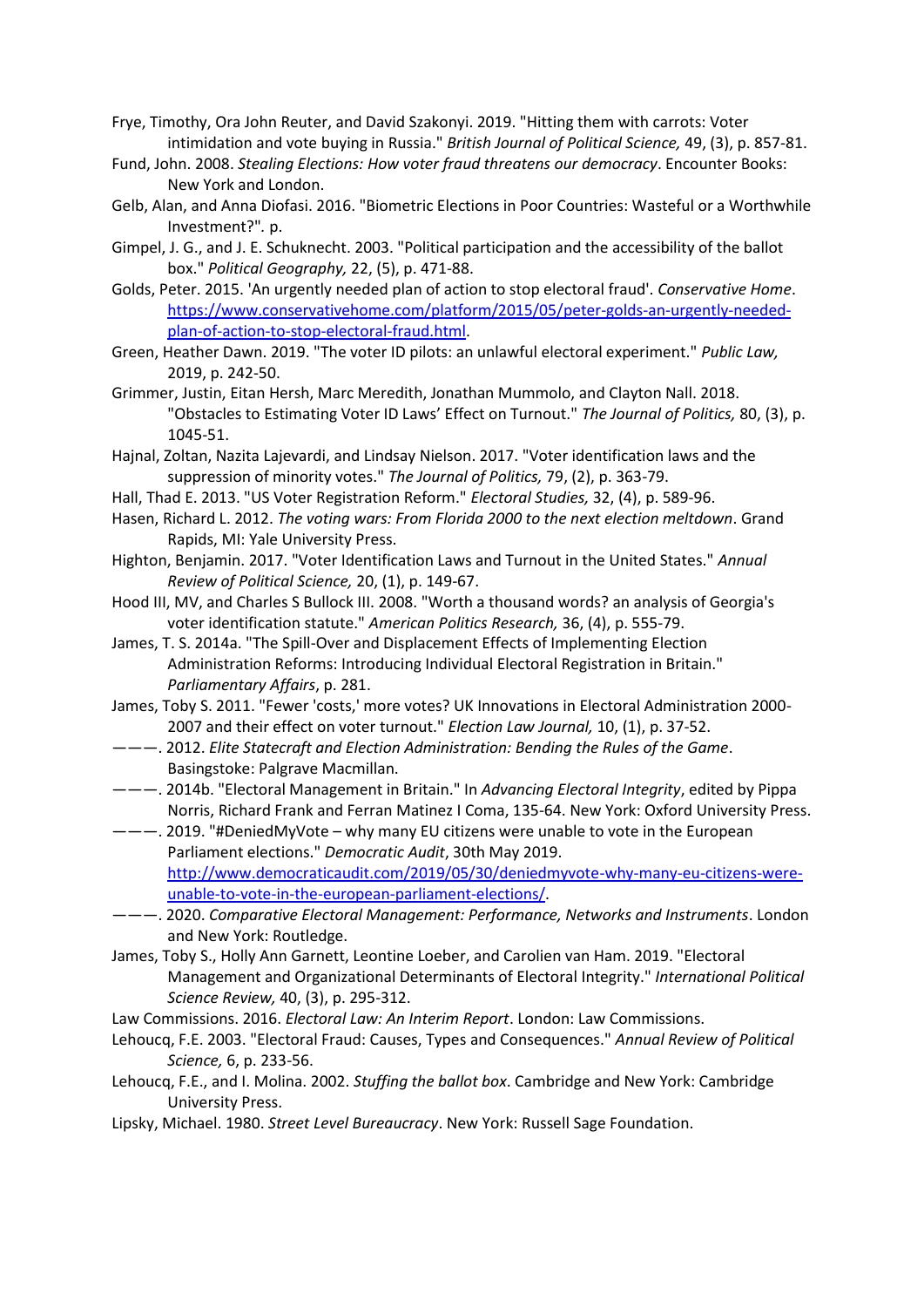Frye, Timothy, Ora John Reuter, and David Szakonyi. 2019. "Hitting them with carrots: Voter intimidation and vote buying in Russia." *British Journal of Political Science,* 49, (3), p. 857-81.

Fund, John. 2008. *Stealing Elections: How voter fraud threatens our democracy*. Encounter Books: New York and London.

Gelb, Alan, and Anna Diofasi. 2016. "Biometric Elections in Poor Countries: Wasteful or a Worthwhile Investment?". p.

Gimpel, J. G., and J. E. Schuknecht. 2003. "Political participation and the accessibility of the ballot box." *Political Geography,* 22, (5), p. 471-88.

Golds, Peter. 2015. 'An urgently needed plan of action to stop electoral fraud'. *Conservative Home*. https://www.conservativehome.com/platform/2015/05/peter-golds-an-urgently-needed-plan-of-action-to-stop-electoral-fraud.html.

Green, Heather Dawn. 2019. "The voter ID pilots: an unlawful electoral experiment." *Public Law,* 2019, p. 242-50.

Grimmer, Justin, Eitan Hersh, Marc Meredith, Jonathan Mummolo, and Clayton Nall. 2018. "Obstacles to Estimating Voter ID Laws' Effect on Turnout." *The Journal of Politics,* 80, (3), p. 1045-51.

Hajnal, Zoltan, Nazita Lajevardi, and Lindsay Nielson. 2017. "Voter identification laws and the suppression of minority votes." *The Journal of Politics,* 79, (2), p. 363-79.

Hall, Thad E. 2013. "US Voter Registration Reform." *Electoral Studies,* 32, (4), p. 589-96.

Hasen, Richard L. 2012. *The voting wars: From Florida 2000 to the next election meltdown*. Grand Rapids, MI: Yale University Press.

Highton, Benjamin. 2017. "Voter Identification Laws and Turnout in the United States." *Annual Review of Political Science,* 20, (1), p. 149-67.

Hood III, MV, and Charles S Bullock III. 2008. "Worth a thousand words? an analysis of Georgia's voter identification statute." *American Politics Research,* 36, (4), p. 555-79.

James, T. S. 2014a. "The Spill-Over and Displacement Effects of Implementing Election Administration Reforms: Introducing Individual Electoral Registration in Britain." *Parliamentary Affairs*, p. 281.

James, Toby S. 2011. "Fewer 'costs,' more votes? UK Innovations in Electoral Administration 2000-2007 and their effect on voter turnout." *Election Law Journal,* 10, (1), p. 37-52.

———. 2012. *Elite Statecraft and Election Administration: Bending the Rules of the Game*. Basingstoke: Palgrave Macmillan.

———. 2014b. "Electoral Management in Britain." In *Advancing Electoral Integrity*, edited by Pippa Norris, Richard Frank and Ferran Matinez I Coma, 135-64. New York: Oxford University Press.

———. 2019. "#DeniedMyVote – why many EU citizens were unable to vote in the European Parliament elections." *Democratic Audit*, 30th May 2019. http://www.democraticaudit.com/2019/05/30/deniedmyvote-why-many-eu-citizens-were-unable-to-vote-in-the-european-parliament-elections/.

———. 2020. *Comparative Electoral Management: Performance, Networks and Instruments*. London and New York: Routledge.

James, Toby S., Holly Ann Garnett, Leontine Loeber, and Carolien van Ham. 2019. "Electoral Management and Organizational Determinants of Electoral Integrity." *International Political Science Review,* 40, (3), p. 295-312.

Law Commissions. 2016. *Electoral Law: An Interim Report*. London: Law Commissions.

Lehoucq, F.E. 2003. "Electoral Fraud: Causes, Types and Consequences." *Annual Review of Political Science,* 6, p. 233-56.

Lehoucq, F.E., and I. Molina. 2002. *Stuffing the ballot box*. Cambridge and New York: Cambridge University Press.

Lipsky, Michael. 1980. *Street Level Bureaucracy*. New York: Russell Sage Foundation.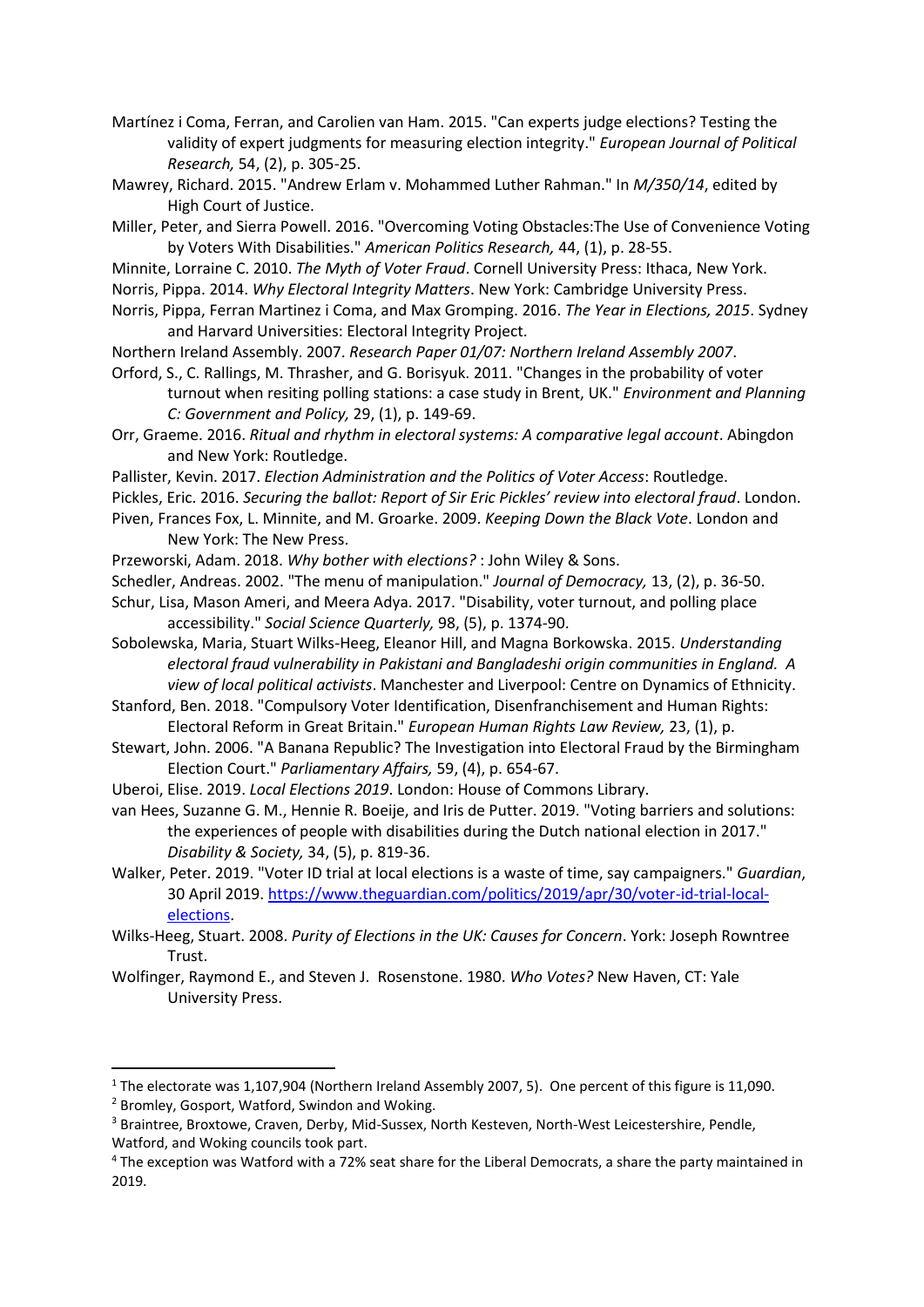Martínez i Coma, Ferran, and Carolien van Ham. 2015. "Can experts judge elections? Testing the validity of expert judgments for measuring election integrity." *European Journal of Political Research,* 54, (2), p. 305-25.

Mawrey, Richard. 2015. "Andrew Erlam v. Mohammed Luther Rahman." In *M/350/14*, edited by High Court of Justice.

Miller, Peter, and Sierra Powell. 2016. "Overcoming Voting Obstacles:The Use of Convenience Voting by Voters With Disabilities." *American Politics Research,* 44, (1), p. 28-55.

Minnite, Lorraine C. 2010. *The Myth of Voter Fraud*. Cornell University Press: Ithaca, New York.

Norris, Pippa. 2014. *Why Electoral Integrity Matters*. New York: Cambridge University Press.

Norris, Pippa, Ferran Martinez i Coma, and Max Gromping. 2016. *The Year in Elections, 2015*. Sydney and Harvard Universities: Electoral Integrity Project.

Northern Ireland Assembly. 2007. *Research Paper 01/07: Northern Ireland Assembly 2007*.

Orford, S., C. Rallings, M. Thrasher, and G. Borisyuk. 2011. "Changes in the probability of voter turnout when resiting polling stations: a case study in Brent, UK." *Environment and Planning C: Government and Policy,* 29, (1), p. 149-69.

Orr, Graeme. 2016. *Ritual and rhythm in electoral systems: A comparative legal account*. Abingdon and New York: Routledge.

Pallister, Kevin. 2017. *Election Administration and the Politics of Voter Access*: Routledge.

Pickles, Eric. 2016. *Securing the ballot: Report of Sir Eric Pickles' review into electoral fraud*. London.

Piven, Frances Fox, L. Minnite, and M. Groarke. 2009. *Keeping Down the Black Vote*. London and New York: The New Press.

Przeworski, Adam. 2018. *Why bother with elections?* : John Wiley & Sons.

Schedler, Andreas. 2002. "The menu of manipulation." *Journal of Democracy,* 13, (2), p. 36-50.

Schur, Lisa, Mason Ameri, and Meera Adya. 2017. "Disability, voter turnout, and polling place accessibility." *Social Science Quarterly,* 98, (5), p. 1374-90.

Sobolewska, Maria, Stuart Wilks-Heeg, Eleanor Hill, and Magna Borkowska. 2015. *Understanding electoral fraud vulnerability in Pakistani and Bangladeshi origin communities in England. A view of local political activists*. Manchester and Liverpool: Centre on Dynamics of Ethnicity.

Stanford, Ben. 2018. "Compulsory Voter Identification, Disenfranchisement and Human Rights: Electoral Reform in Great Britain." *European Human Rights Law Review,* 23, (1), p.

Stewart, John. 2006. "A Banana Republic? The Investigation into Electoral Fraud by the Birmingham Election Court." *Parliamentary Affairs,* 59, (4), p. 654-67.

Uberoi, Elise. 2019. *Local Elections 2019*. London: House of Commons Library.

van Hees, Suzanne G. M., Hennie R. Boeije, and Iris de Putter. 2019. "Voting barriers and solutions: the experiences of people with disabilities during the Dutch national election in 2017." *Disability & Society,* 34, (5), p. 819-36.

Walker, Peter. 2019. "Voter ID trial at local elections is a waste of time, say campaigners." *Guardian*, 30 April 2019. https://www.theguardian.com/politics/2019/apr/30/voter-id-trial-local-elections.

Wilks-Heeg, Stuart. 2008. *Purity of Elections in the UK: Causes for Concern*. York: Joseph Rowntree Trust.

Wolfinger, Raymond E., and Steven J. Rosenstone. 1980. *Who Votes?* New Haven, CT: Yale University Press.

---

[1] The electorate was 1,107,904 (Northern Ireland Assembly 2007, 5). One percent of this figure is 11,090.

[2] Bromley, Gosport, Watford, Swindon and Woking.

[3] Braintree, Broxtowe, Craven, Derby, Mid-Sussex, North Kesteven, North-West Leicestershire, Pendle, Watford, and Woking councils took part.

[4] The exception was Watford with a 72% seat share for the Liberal Democrats, a share the party maintained in 2019.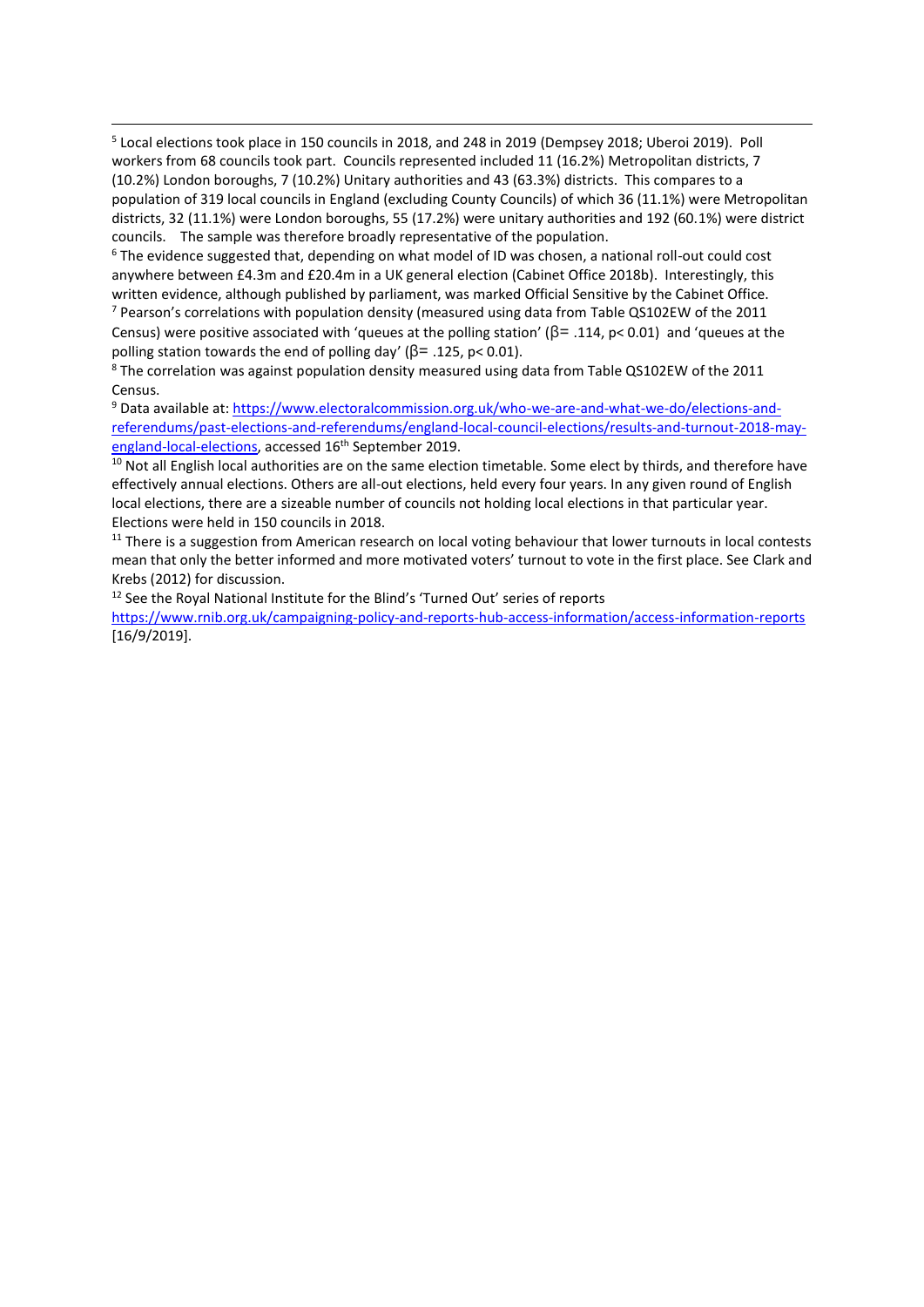[5] Local elections took place in 150 councils in 2018, and 248 in 2019 (Dempsey 2018; Uberoi 2019). Poll workers from 68 councils took part. Councils represented included 11 (16.2%) Metropolitan districts, 7 (10.2%) London boroughs, 7 (10.2%) Unitary authorities and 43 (63.3%) districts. This compares to a population of 319 local councils in England (excluding County Councils) of which 36 (11.1%) were Metropolitan districts, 32 (11.1%) were London boroughs, 55 (17.2%) were unitary authorities and 192 (60.1%) were district councils. The sample was therefore broadly representative of the population.

[6] The evidence suggested that, depending on what model of ID was chosen, a national roll-out could cost anywhere between £4.3m and £20.4m in a UK general election (Cabinet Office 2018b). Interestingly, this written evidence, although published by parliament, was marked Official Sensitive by the Cabinet Office.

[7] Pearson's correlations with population density (measured using data from Table QS102EW of the 2011 Census) were positive associated with 'queues at the polling station' ($\beta = .114$, $p < 0.01$) and 'queues at the polling station towards the end of polling day' ($\beta = .125$, $p < 0.01$).

[8] The correlation was against population density measured using data from Table QS102EW of the 2011 Census.

[9] Data available at: https://www.electoralcommission.org.uk/who-we-are-and-what-we-do/elections-and-referendums/past-elections-and-referendums/england-local-council-elections/results-and-turnout-2018-may-england-local-elections, accessed 16th September 2019.

[10] Not all English local authorities are on the same election timetable. Some elect by thirds, and therefore have effectively annual elections. Others are all-out elections, held every four years. In any given round of English local elections, there are a sizeable number of councils not holding local elections in that particular year. Elections were held in 150 councils in 2018.

[11] There is a suggestion from American research on local voting behaviour that lower turnouts in local contests mean that only the better informed and more motivated voters' turnout to vote in the first place. See Clark and Krebs (2012) for discussion.

[12] See the Royal National Institute for the Blind's 'Turned Out' series of reports https://www.rnib.org.uk/campaigning-policy-and-reports-hub-access-information/access-information-reports [16/9/2019].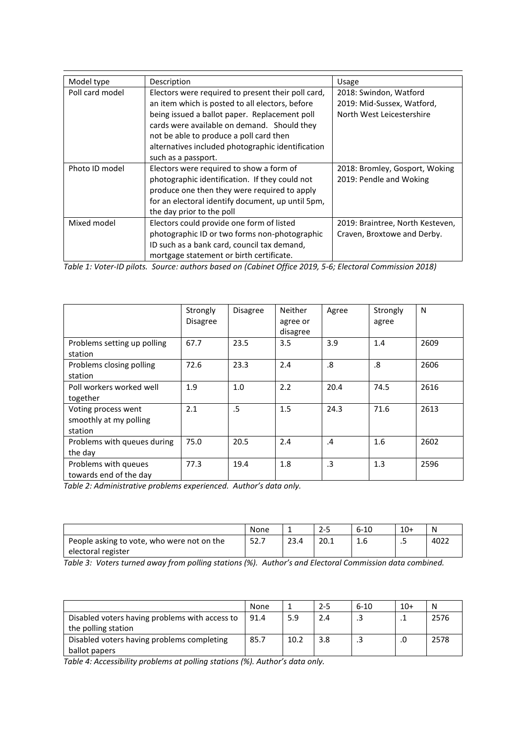| Model type | Description | Usage |
|---|---|---|
| Poll card model | Electors were required to present their poll card, an item which is posted to all electors, before being issued a ballot paper. Replacement poll cards were available on demand. Should they not be able to produce a poll card then alternatives included photographic identification such as a passport. | 2018: Swindon, Watford<br>2019: Mid-Sussex, Watford, North West Leicestershire |
| Photo ID model | Electors were required to show a form of photographic identification. If they could not produce one then they were required to apply for an electoral identify document, up until 5pm, the day prior to the poll | 2018: Bromley, Gosport, Woking<br>2019: Pendle and Woking |
| Mixed model | Electors could provide one form of listed photographic ID or two forms non-photographic ID such as a bank card, council tax demand, mortgage statement or birth certificate. | 2019: Braintree, North Kesteven, Craven, Broxtowe and Derby. |

*Table 1: Voter-ID pilots. Source: authors based on (Cabinet Office 2019, 5-6; Electoral Commission 2018)*

| | Strongly Disagree | Disagree | Neither agree or disagree | Agree | Strongly agree | N |
|---|---|---|---|---|---|---|
| Problems setting up polling station | 67.7 | 23.5 | 3.5 | 3.9 | 1.4 | 2609 |
| Problems closing polling station | 72.6 | 23.3 | 2.4 | .8 | .8 | 2606 |
| Poll workers worked well together | 1.9 | 1.0 | 2.2 | 20.4 | 74.5 | 2616 |
| Voting process went smoothly at my polling station | 2.1 | .5 | 1.5 | 24.3 | 71.6 | 2613 |
| Problems with queues during the day | 75.0 | 20.5 | 2.4 | .4 | 1.6 | 2602 |
| Problems with queues towards end of the day | 77.3 | 19.4 | 1.8 | .3 | 1.3 | 2596 |

*Table 2: Administrative problems experienced. Author's data only.*

| | None | 1 | 2-5 | 6-10 | 10+ | N |
|---|---|---|---|---|---|---|
| People asking to vote, who were not on the electoral register | 52.7 | 23.4 | 20.1 | 1.6 | .5 | 4022 |

*Table 3: Voters turned away from polling stations (%). Author's and Electoral Commission data combined.*

| | None | 1 | 2-5 | 6-10 | 10+ | N |
|---|---|---|---|---|---|---|
| Disabled voters having problems with access to the polling station | 91.4 | 5.9 | 2.4 | .3 | .1 | 2576 |
| Disabled voters having problems completing ballot papers | 85.7 | 10.2 | 3.8 | .3 | .0 | 2578 |

*Table 4: Accessibility problems at polling stations (%). Author's data only.*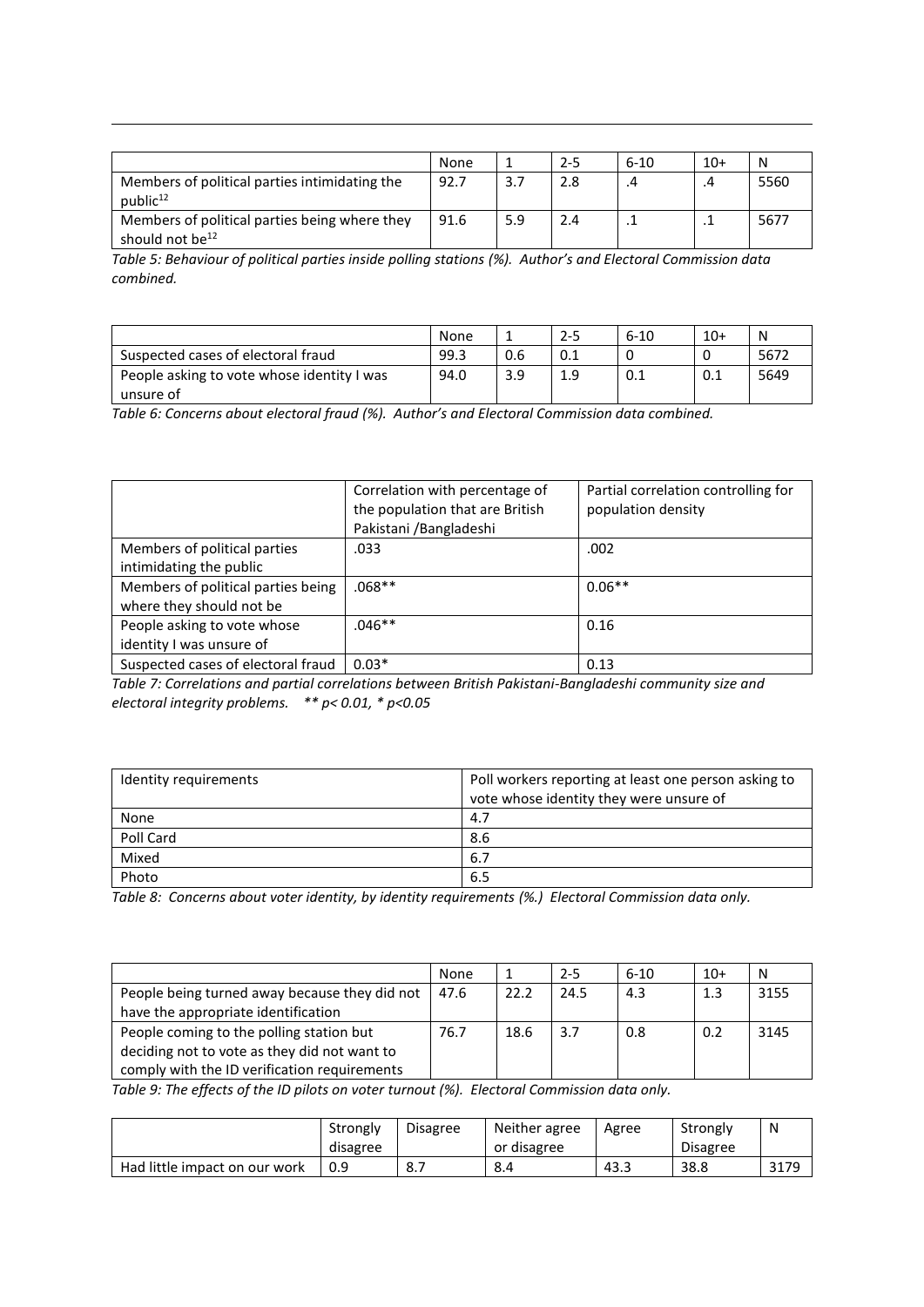| | None | 1 | 2-5 | 6-10 | 10+ | N |
|---|---|---|---|---|---|---|
| Members of political parties intimidating the public[12] | 92.7 | 3.7 | 2.8 | .4 | .4 | 5560 |
| Members of political parties being where they should not be[12] | 91.6 | 5.9 | 2.4 | .1 | .1 | 5677 |

*Table 5: Behaviour of political parties inside polling stations (%). Author's and Electoral Commission data combined.*

| | None | 1 | 2-5 | 6-10 | 10+ | N |
|---|---|---|---|---|---|---|
| Suspected cases of electoral fraud | 99.3 | 0.6 | 0.1 | 0 | 0 | 5672 |
| People asking to vote whose identity I was unsure of | 94.0 | 3.9 | 1.9 | 0.1 | 0.1 | 5649 |

*Table 6: Concerns about electoral fraud (%). Author's and Electoral Commission data combined.*

| | Correlation with percentage of the population that are British Pakistani /Bangladeshi | Partial correlation controlling for population density |
|---|---|---|
| Members of political parties intimidating the public | .033 | .002 |
| Members of political parties being where they should not be | .068** | 0.06** |
| People asking to vote whose identity I was unsure of | .046** | 0.16 |
| Suspected cases of electoral fraud | 0.03* | 0.13 |

*Table 7: Correlations and partial correlations between British Pakistani-Bangladeshi community size and electoral integrity problems. ** p< 0.01, * p<0.05*

| Identity requirements | Poll workers reporting at least one person asking to vote whose identity they were unsure of |
|---|---|
| None | 4.7 |
| Poll Card | 8.6 |
| Mixed | 6.7 |
| Photo | 6.5 |

*Table 8: Concerns about voter identity, by identity requirements (%.) Electoral Commission data only.*

| | None | 1 | 2-5 | 6-10 | 10+ | N |
|---|---|---|---|---|---|---|
| People being turned away because they did not have the appropriate identification | 47.6 | 22.2 | 24.5 | 4.3 | 1.3 | 3155 |
| People coming to the polling station but deciding not to vote as they did not want to comply with the ID verification requirements | 76.7 | 18.6 | 3.7 | 0.8 | 0.2 | 3145 |

*Table 9: The effects of the ID pilots on voter turnout (%). Electoral Commission data only.*

| | Strongly disagree | Disagree | Neither agree or disagree | Agree | Strongly Disagree | N |
|---|---|---|---|---|---|---|
| Had little impact on our work | 0.9 | 8.7 | 8.4 | 43.3 | 38.8 | 3179 |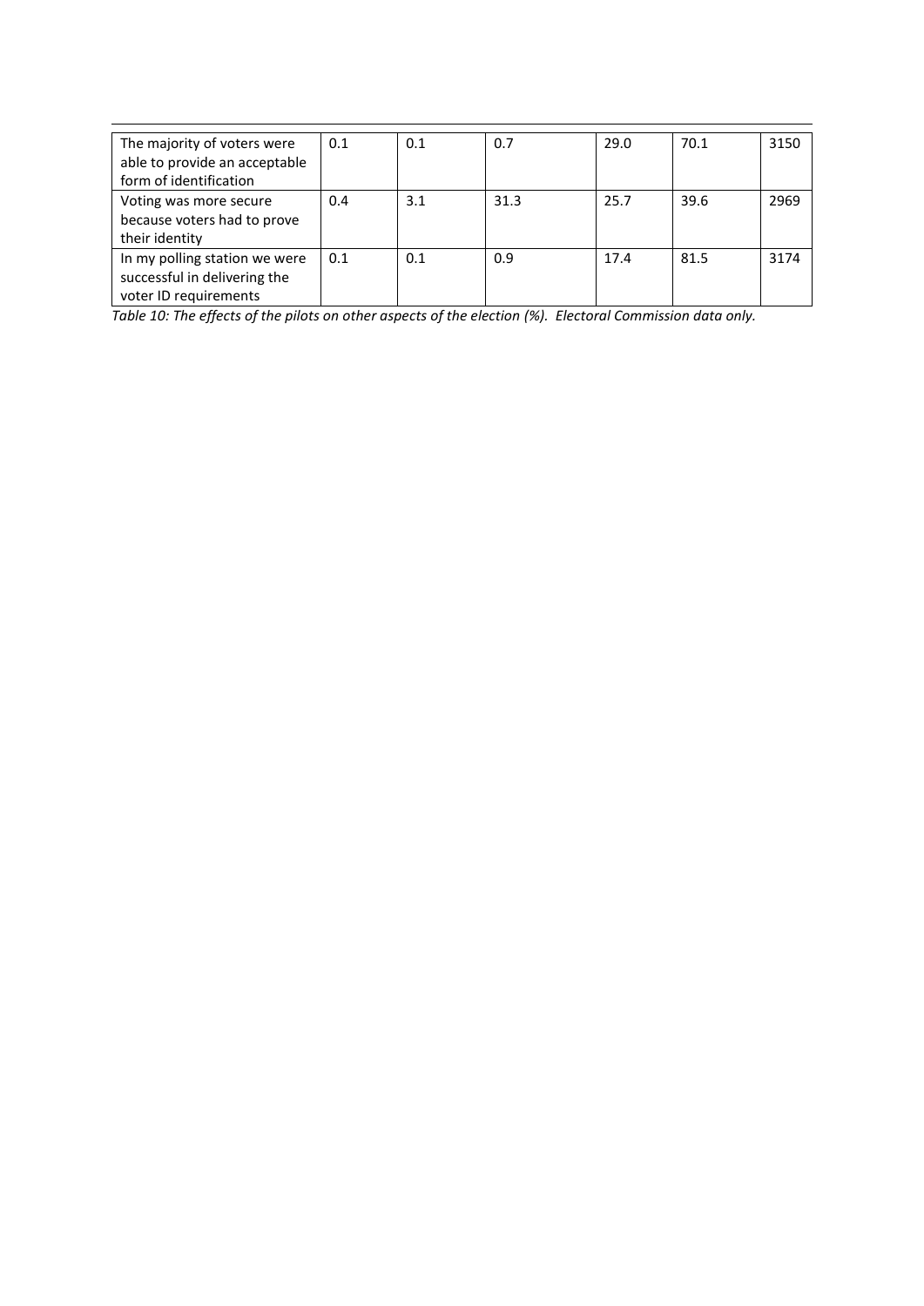| | | | | | | |
|---|---|---|---|---|---|---|
| The majority of voters were able to provide an acceptable form of identification | 0.1 | 0.1 | 0.7 | 29.0 | 70.1 | 3150 |
| Voting was more secure because voters had to prove their identity | 0.4 | 3.1 | 31.3 | 25.7 | 39.6 | 2969 |
| In my polling station we were successful in delivering the voter ID requirements | 0.1 | 0.1 | 0.9 | 17.4 | 81.5 | 3174 |

*Table 10: The effects of the pilots on other aspects of the election (%). Electoral Commission data only.*